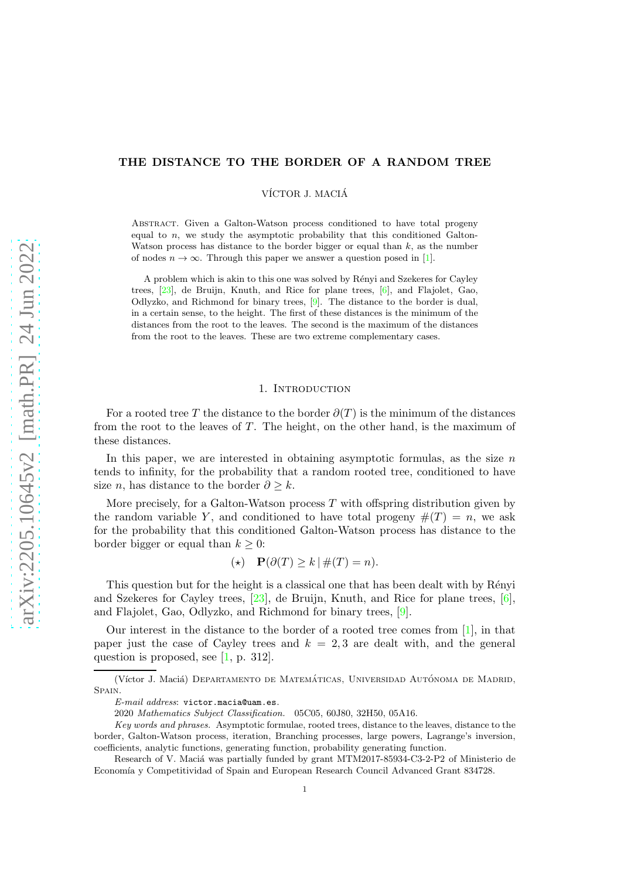# THE DISTANCE TO THE BORDER OF A RANDOM TREE

VÍCTOR J. MACIÁ

Abstract. Given a Galton-Watson process conditioned to have total progeny equal to $n$, we study the asymptotic probability that this conditioned Galton-Watson process has distance to the border bigger or equal than $k$, as the number of nodes $n \to \infty$. Through this paper we answer a question posed in [1].

A problem which is akin to this one was solved by Rényi and Szekeres for Cayley trees, [23], de Bruijn, Knuth, and Rice for plane trees, [6], and Flajolet, Gao, Odlyzko, and Richmond for binary trees, [9]. The distance to the border is dual, in a certain sense, to the height. The first of these distances is the minimum of the distances from the root to the leaves. The second is the maximum of the distances from the root to the leaves. These are two extreme complementary cases.

## 1. Introduction

For a rooted tree $T$ the distance to the border $\partial(T)$ is the minimum of the distances from the root to the leaves of $T$. The height, on the other hand, is the maximum of these distances.

In this paper, we are interested in obtaining asymptotic formulas, as the size $n$ tends to infinity, for the probability that a random rooted tree, conditioned to have size $n$, has distance to the border $\partial \geq k$.

More precisely, for a Galton-Watson process $T$ with offspring distribution given by the random variable $Y$, and conditioned to have total progeny $\#(T) = n$, we ask for the probability that this conditioned Galton-Watson process has distance to the border bigger or equal than $k \geq 0$:

$$(\star) \quad \mathbf{P}(\partial(T) \geq k \,|\, \#(T) = n).$$

This question but for the height is a classical one that has been dealt with by Rényi and Szekeres for Cayley trees, [23], de Bruijn, Knuth, and Rice for plane trees, [6], and Flajolet, Gao, Odlyzko, and Richmond for binary trees, [9].

Our interest in the distance to the border of a rooted tree comes from [1], in that paper just the case of Cayley trees and $k = 2, 3$ are dealt with, and the general question is proposed, see [1, p. 312].

(Víctor J. Maciá) Departamento de Matemáticas, Universidad Autónoma de Madrid, Spain.

*E-mail address*: victor.macia@uam.es.

2020 *Mathematics Subject Classification.* 05C05, 60J80, 32H50, 05A16.

*Key words and phrases.* Asymptotic formulae, rooted trees, distance to the leaves, distance to the border, Galton-Watson process, iteration, Branching processes, large powers, Lagrange's inversion, coefficients, analytic functions, generating function, probability generating function.

Research of V. Maciá was partially funded by grant MTM2017-85934-C3-2-P2 of Ministerio de Economía y Competitividad of Spain and European Research Council Advanced Grant 834728.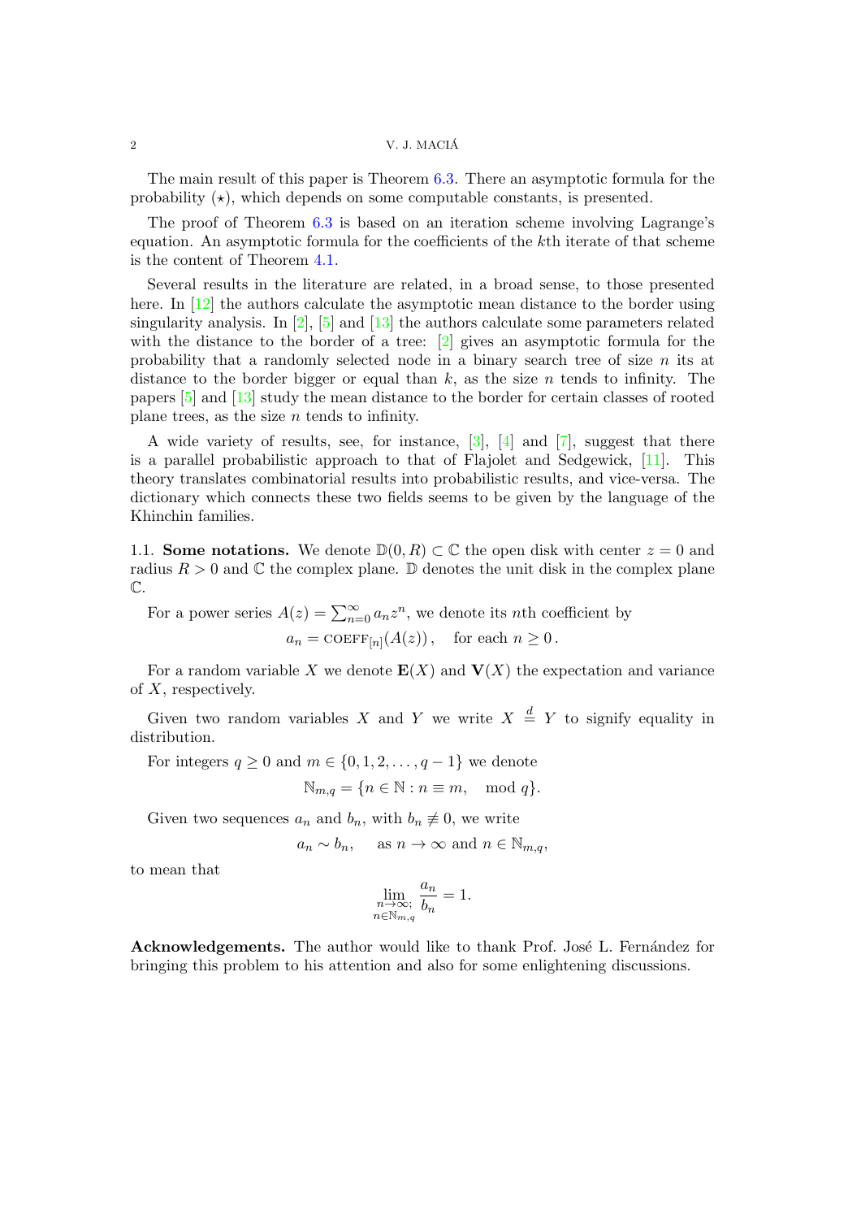The main result of this paper is Theorem 6.3. There an asymptotic formula for the probability $(\star)$, which depends on some computable constants, is presented.

The proof of Theorem 6.3 is based on an iteration scheme involving Lagrange's equation. An asymptotic formula for the coefficients of the $k$th iterate of that scheme is the content of Theorem 4.1.

Several results in the literature are related, in a broad sense, to those presented here. In [12] the authors calculate the asymptotic mean distance to the border using singularity analysis. In [2], [5] and [13] the authors calculate some parameters related with the distance to the border of a tree: [2] gives an asymptotic formula for the probability that a randomly selected node in a binary search tree of size $n$ its at distance to the border bigger or equal than $k$, as the size $n$ tends to infinity. The papers [5] and [13] study the mean distance to the border for certain classes of rooted plane trees, as the size $n$ tends to infinity.

A wide variety of results, see, for instance, [3], [4] and [7], suggest that there is a parallel probabilistic approach to that of Flajolet and Sedgewick, [11]. This theory translates combinatorial results into probabilistic results, and vice-versa. The dictionary which connects these two fields seems to be given by the language of the Khinchin families.

### 1.1. Some notations.

We denote $\mathbb{D}(0, R) \subset \mathbb{C}$ the open disk with center $z = 0$ and radius $R > 0$ and $\mathbb{C}$ the complex plane. $\mathbb{D}$ denotes the unit disk in the complex plane $\mathbb{C}$.

For a power series $A(z) = \sum_{n=0}^{\infty} a_n z^n$, we denote its $n$th coefficient by

$$a_n = \text{COEFF}_{[n]}(A(z)), \quad \text{for each } n \geq 0\,.$$

For a random variable $X$ we denote $\mathbf{E}(X)$ and $\mathbf{V}(X)$ the expectation and variance of $X$, respectively.

Given two random variables $X$ and $Y$ we write $X \stackrel{d}{=} Y$ to signify equality in distribution.

For integers $q \geq 0$ and $m \in \{0, 1, 2, \ldots, q-1\}$ we denote

$$\mathbb{N}_{m,q} = \{n \in \mathbb{N} : n \equiv m, \mod q\}.$$

Given two sequences $a_n$ and $b_n$, with $b_n \not\equiv 0$, we write

$$a_n \sim b_n, \quad \text{as } n \to \infty \text{ and } n \in \mathbb{N}_{m,q},$$

to mean that

$$\lim_{\substack{n\to\infty;\\ n \in \mathbb{N}_{m,q}}} \frac{a_n}{b_n} = 1.$$

**Acknowledgements.** The author would like to thank Prof. José L. Fernández for bringing this problem to his attention and also for some enlightening discussions.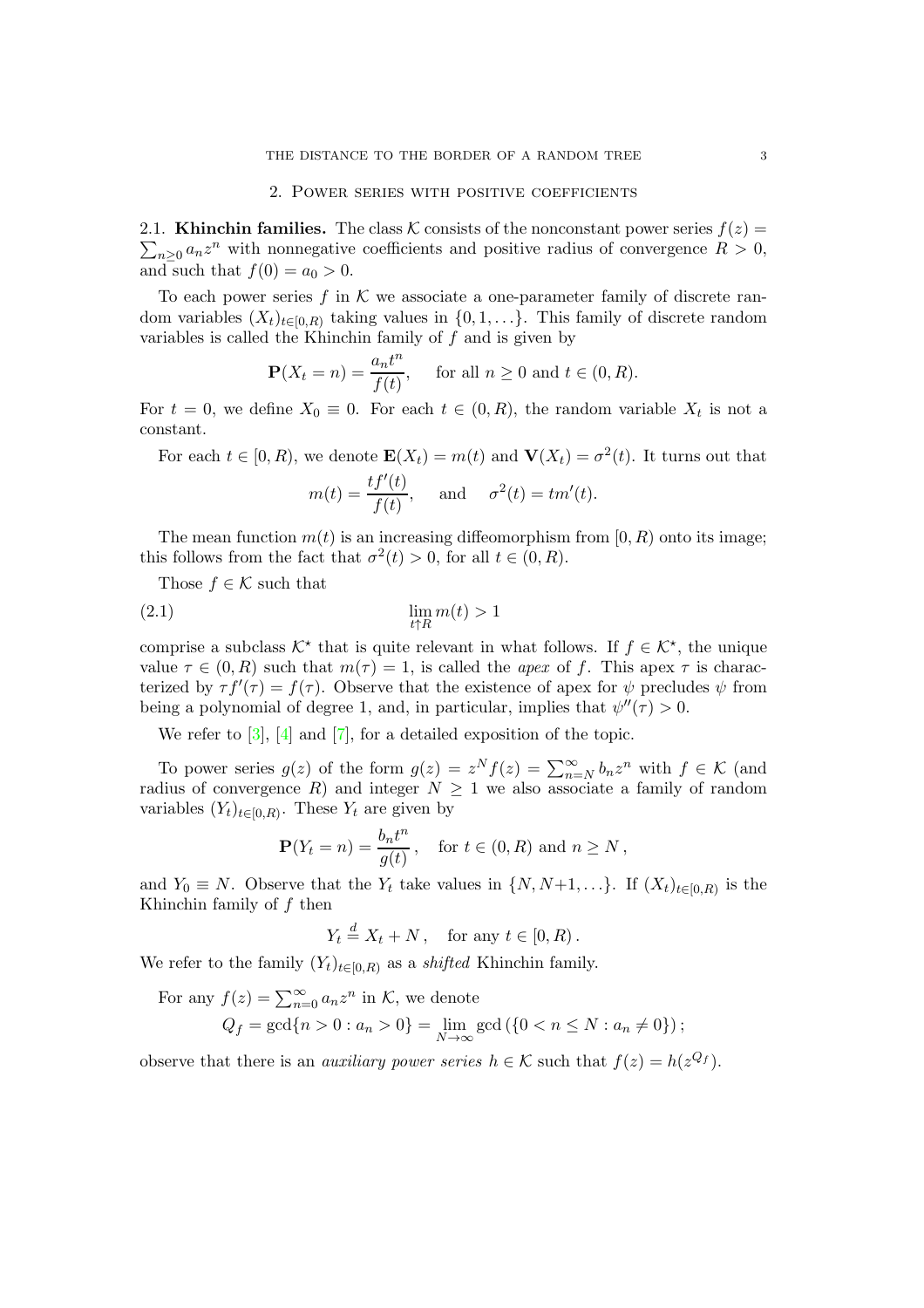## 2. Power series with positive coefficients

### 2.1. **Khinchin families.**

The class $\mathcal{K}$ consists of the nonconstant power series $f(z) = \sum_{n\geq 0} a_n z^n$ with nonnegative coefficients and positive radius of convergence $R > 0$, and such that $f(0) = a_0 > 0$.

To each power series $f$ in $\mathcal{K}$ we associate a one-parameter family of discrete random variables $(X_t)_{t\in[0,R)}$ taking values in $\{0, 1, \ldots\}$. This family of discrete random variables is called the Khinchin family of $f$ and is given by

$$\mathbf{P}(X_t = n) = \frac{a_n t^n}{f(t)}, \quad \text{for all } n \geq 0 \text{ and } t \in (0, R).$$

For $t = 0$, we define $X_0 \equiv 0$. For each $t \in (0, R)$, the random variable $X_t$ is not a constant.

For each $t \in [0, R)$, we denote $\mathbf{E}(X_t) = m(t)$ and $\mathbf{V}(X_t) = \sigma^2(t)$. It turns out that

$$m(t) = \frac{tf'(t)}{f(t)}, \quad \text{and} \quad \sigma^2(t) = tm'(t).$$

The mean function $m(t)$ is an increasing diffeomorphism from $[0, R)$ onto its image; this follows from the fact that $\sigma^2(t) > 0$, for all $t \in (0, R)$.

Those $f \in \mathcal{K}$ such that

$$\lim_{t\uparrow R} m(t) > 1 \tag{2.1}$$

comprise a subclass $\mathcal{K}^\star$ that is quite relevant in what follows. If $f \in \mathcal{K}^\star$, the unique value $\tau \in (0, R)$ such that $m(\tau) = 1$, is called the *apex* of $f$. This apex $\tau$ is characterized by $\tau f'(\tau) = f(\tau)$. Observe that the existence of apex for $\psi$ precludes $\psi$ from being a polynomial of degree 1, and, in particular, implies that $\psi''(\tau) > 0$.

We refer to [3], [4] and [7], for a detailed exposition of the topic.

To power series $g(z)$ of the form $g(z) = z^N f(z) = \sum_{n=N}^\infty b_n z^n$ with $f \in \mathcal{K}$ (and radius of convergence $R$) and integer $N \geq 1$ we also associate a family of random variables $(Y_t)_{t\in[0,R)}$. These $Y_t$ are given by

$$\mathbf{P}(Y_t = n) = \frac{b_n t^n}{g(t)}, \quad \text{for } t \in (0, R) \text{ and } n \geq N,$$

and $Y_0 \equiv N$. Observe that the $Y_t$ take values in $\{N, N+1, \ldots\}$. If $(X_t)_{t\in[0,R)}$ is the Khinchin family of $f$ then

$$Y_t \stackrel{d}{=} X_t + N, \quad \text{for any } t \in [0, R).$$

We refer to the family $(Y_t)_{t\in[0,R)}$ as a *shifted* Khinchin family.

For any $f(z) = \sum_{n=0}^\infty a_n z^n$ in $\mathcal{K}$, we denote

$$Q_f = \gcd\{n > 0 : a_n > 0\} = \lim_{N\to\infty} \gcd\left(\{0 < n \leq N : a_n \neq 0\}\right);$$

observe that there is an *auxiliary power series* $h \in \mathcal{K}$ such that $f(z) = h(z^{Q_f})$.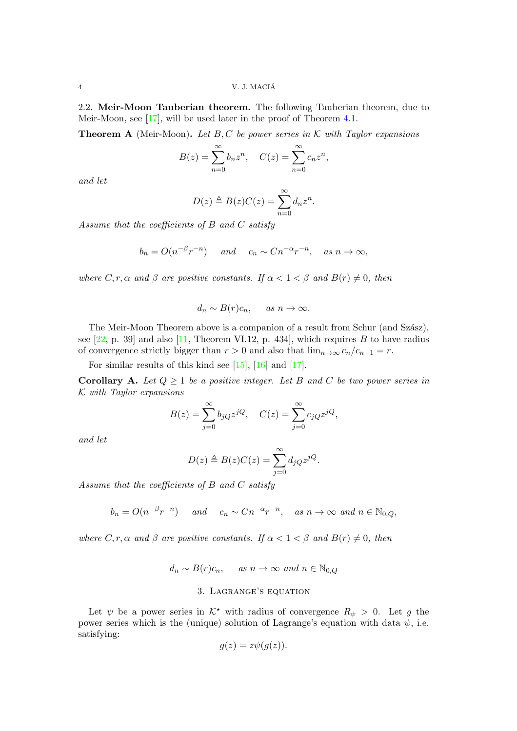2.2. **Meir-Moon Tauberian theorem.** The following Tauberian theorem, due to Meir-Moon, see [17], will be used later in the proof of Theorem 4.1.

**Theorem A** (Meir-Moon)**.** *Let $B, C$ be power series in $\mathcal{K}$ with Taylor expansions*

$$B(z) = \sum_{n=0}^{\infty} b_n z^n, \quad C(z) = \sum_{n=0}^{\infty} c_n z^n,$$

*and let*

$$D(z) \triangleq B(z)C(z) = \sum_{n=0}^{\infty} d_n z^n.$$

*Assume that the coefficients of $B$ and $C$ satisfy*

$$b_n = O(n^{-\beta} r^{-n}) \quad \text{and} \quad c_n \sim C n^{-\alpha} r^{-n}, \quad \text{as } n \to \infty,$$

*where $C, r, \alpha$ and $\beta$ are positive constants. If $\alpha < 1 < \beta$ and $B(r) \neq 0$, then*

$$d_n \sim B(r) c_n, \quad \text{as } n \to \infty.$$

The Meir-Moon Theorem above is a companion of a result from Schur (and Szász), see [22, p. 39] and also [11, Theorem VI.12, p. 434], which requires $B$ to have radius of convergence strictly bigger than $r > 0$ and also that $\lim_{n\to\infty} c_n/c_{n-1} = r$.

For similar results of this kind see [15], [16] and [17].

**Corollary A.** *Let $Q \geq 1$ be a positive integer. Let $B$ and $C$ be two power series in $\mathcal{K}$ with Taylor expansions*

$$B(z) = \sum_{j=0}^{\infty} b_{jQ} z^{jQ}, \quad C(z) = \sum_{j=0}^{\infty} c_{jQ} z^{jQ},$$

*and let*

$$D(z) \triangleq B(z)C(z) = \sum_{j=0}^{\infty} d_{jQ} z^{jQ}.$$

*Assume that the coefficients of $B$ and $C$ satisfy*

$$b_n = O(n^{-\beta} r^{-n}) \quad \text{and} \quad c_n \sim C n^{-\alpha} r^{-n}, \quad \text{as } n \to \infty \text{ and } n \in \mathbb{N}_{0,Q},$$

*where $C, r, \alpha$ and $\beta$ are positive constants. If $\alpha < 1 < \beta$ and $B(r) \neq 0$, then*

$$d_n \sim B(r) c_n, \quad \text{as } n \to \infty \text{ and } n \in \mathbb{N}_{0,Q}$$

## 3. Lagrange's equation

Let $\psi$ be a power series in $\mathcal{K}^\star$ with radius of convergence $R_\psi > 0$. Let $g$ the power series which is the (unique) solution of Lagrange's equation with data $\psi$, i.e. satisfying:

$$g(z) = z\psi(g(z)).$$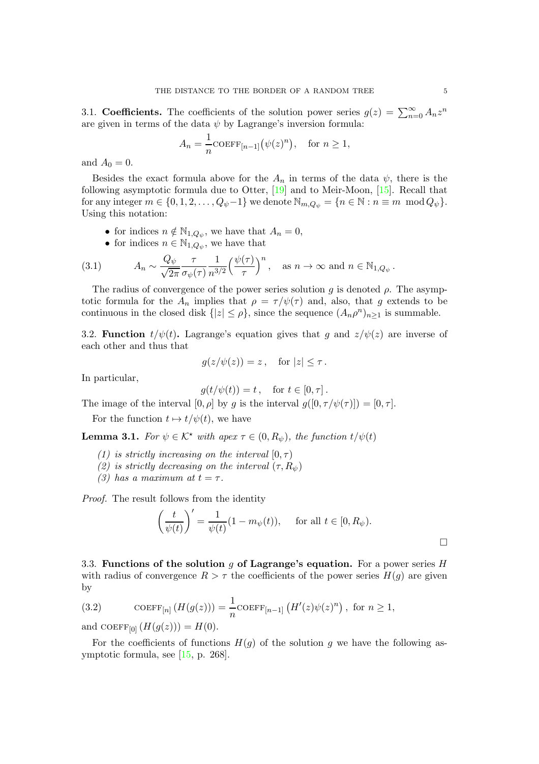**3.1. Coefficients.** The coefficients of the solution power series $g(z) = \sum_{n=0}^{\infty} A_n z^n$ are given in terms of the data $\psi$ by Lagrange's inversion formula:

$$A_n = \frac{1}{n}\text{COEFF}_{[n-1]}\big(\psi(z)^n\big), \quad \text{for } n \geq 1,$$

and $A_0 = 0$.

Besides the exact formula above for the $A_n$ in terms of the data $\psi$, there is the following asymptotic formula due to Otter, [19] and to Meir-Moon, [15]. Recall that for any integer $m \in \{0, 1, 2, \ldots, Q_\psi - 1\}$ we denote $\mathbb{N}_{m,Q_\psi} = \{n \in \mathbb{N} : n \equiv m \mod Q_\psi\}$. Using this notation:

- for indices $n \notin \mathbb{N}_{1,Q_\psi}$, we have that $A_n = 0$,
- for indices $n \in \mathbb{N}_{1,Q_\psi}$, we have that

$$A_n \sim \frac{Q_\psi}{\sqrt{2\pi}} \frac{\tau}{\sigma_\psi(\tau)} \frac{1}{n^{3/2}} \Big(\frac{\psi(\tau)}{\tau}\Big)^n, \quad \text{as } n \to \infty \text{ and } n \in \mathbb{N}_{1,Q_\psi}. \tag{3.1}$$

The radius of convergence of the power series solution $g$ is denoted $\rho$. The asymptotic formula for the $A_n$ implies that $\rho = \tau/\psi(\tau)$ and, also, that $g$ extends to be continuous in the closed disk $\{|z| \leq \rho\}$, since the sequence $(A_n \rho^n)_{n \geq 1}$ is summable.

**3.2. Function $t/\psi(t)$.** Lagrange's equation gives that $g$ and $z/\psi(z)$ are inverse of each other and thus that

$$g(z/\psi(z)) = z, \quad \text{for } |z| \leq \tau.$$

In particular,

$$g(t/\psi(t)) = t, \quad \text{for } t \in [0, \tau].$$

The image of the interval $[0, \rho]$ by $g$ is the interval $g([0, \tau/\psi(\tau)]) = [0, \tau]$.

For the function $t \mapsto t/\psi(t)$, we have

**Lemma 3.1.** *For $\psi \in \mathcal{K}^\star$ with apex $\tau \in (0, R_\psi)$, the function $t/\psi(t)$*

*(1) is strictly increasing on the interval $[0, \tau)$*
*(2) is strictly decreasing on the interval $(\tau, R_\psi)$*
*(3) has a maximum at $t = \tau$.*

*Proof.* The result follows from the identity

$$\left(\frac{t}{\psi(t)}\right)' = \frac{1}{\psi(t)}(1 - m_\psi(t)), \quad \text{for all } t \in [0, R_\psi).$$

□

**3.3. Functions of the solution $g$ of Lagrange's equation.** For a power series $H$ with radius of convergence $R > \tau$ the coefficients of the power series $H(g)$ are given by

$$\text{COEFF}_{[n]}\left(H(g(z))\right) = \frac{1}{n}\text{COEFF}_{[n-1]}\left(H'(z)\psi(z)^n\right), \text{ for } n \geq 1, \tag{3.2}$$

and $\text{COEFF}_{[0]}\left(H(g(z))\right) = H(0)$.

For the coefficients of functions $H(g)$ of the solution $g$ we have the following asymptotic formula, see [15, p. 268].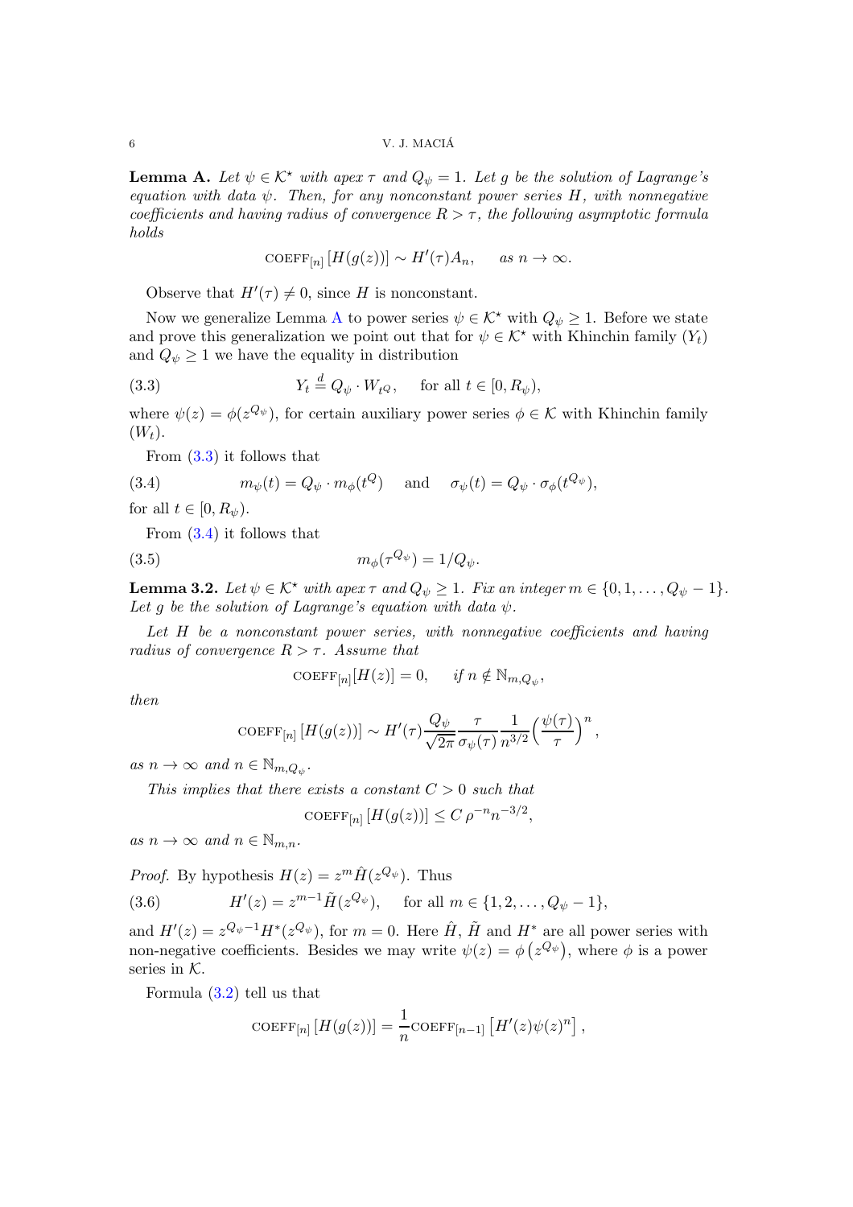**Lemma A.** *Let $\psi \in \mathcal{K}^\star$ with apex $\tau$ and $Q_\psi = 1$. Let $g$ be the solution of Lagrange's equation with data $\psi$. Then, for any nonconstant power series $H$, with nonnegative coefficients and having radius of convergence $R > \tau$, the following asymptotic formula holds*

$$\text{COEFF}_{[n]}\left[H(g(z))\right] \sim H'(\tau) A_n, \quad \text{as } n \to \infty.$$

Observe that $H'(\tau) \neq 0$, since $H$ is nonconstant.

Now we generalize Lemma A to power series $\psi \in \mathcal{K}^\star$ with $Q_\psi \geq 1$. Before we state and prove this generalization we point out that for $\psi \in \mathcal{K}^\star$ with Khinchin family $(Y_t)$ and $Q_\psi \geq 1$ we have the equality in distribution

$$Y_t \stackrel{d}{=} Q_\psi \cdot W_{t^Q}, \quad \text{for all } t \in [0, R_\psi), \tag{3.3}$$

where $\psi(z) = \phi(z^{Q_\psi})$, for certain auxiliary power series $\phi \in \mathcal{K}$ with Khinchin family $(W_t)$.

From (3.3) it follows that

$$m_\psi(t) = Q_\psi \cdot m_\phi(t^Q) \quad \text{and} \quad \sigma_\psi(t) = Q_\psi \cdot \sigma_\phi(t^{Q_\psi}), \tag{3.4}$$

for all $t \in [0, R_\psi)$.

From (3.4) it follows that

$$m_\phi(\tau^{Q_\psi}) = 1/Q_\psi. \tag{3.5}$$

**Lemma 3.2.** *Let $\psi \in \mathcal{K}^\star$ with apex $\tau$ and $Q_\psi \geq 1$. Fix an integer $m \in \{0, 1, \ldots, Q_\psi - 1\}$. Let $g$ be the solution of Lagrange's equation with data $\psi$.*

*Let $H$ be a nonconstant power series, with nonnegative coefficients and having radius of convergence $R > \tau$. Assume that*

$$\text{COEFF}_{[n]}[H(z)] = 0, \quad \text{if } n \notin \mathbb{N}_{m, Q_\psi},$$

*then*

$$\text{COEFF}_{[n]}\left[H(g(z))\right] \sim H'(\tau) \frac{Q_\psi}{\sqrt{2\pi}} \frac{\tau}{\sigma_\psi(\tau)} \frac{1}{n^{3/2}} \Big(\frac{\psi(\tau)}{\tau}\Big)^n,$$

*as $n \to \infty$ and $n \in \mathbb{N}_{m, Q_\psi}$.*

*This implies that there exists a constant $C > 0$ such that*

$$\text{COEFF}_{[n]}\left[H(g(z))\right] \leq C\, \rho^{-n} n^{-3/2},$$

*as $n \to \infty$ and $n \in \mathbb{N}_{m,n}$.*

*Proof.* By hypothesis $H(z) = z^m \hat{H}(z^{Q_\psi})$. Thus

$$H'(z) = z^{m-1} \tilde{H}(z^{Q_\psi}), \quad \text{for all } m \in \{1, 2, \ldots, Q_\psi - 1\}, \tag{3.6}$$

and $H'(z) = z^{Q_\psi - 1} H^*(z^{Q_\psi})$, for $m = 0$. Here $\hat{H}$, $\tilde{H}$ and $H^*$ are all power series with non-negative coefficients. Besides we may write $\psi(z) = \phi\left(z^{Q_\psi}\right)$, where $\phi$ is a power series in $\mathcal{K}$.

Formula (3.2) tell us that

$$\text{COEFF}_{[n]}\left[H(g(z))\right] = \frac{1}{n} \text{COEFF}_{[n-1]}\left[H'(z)\psi(z)^n\right],$$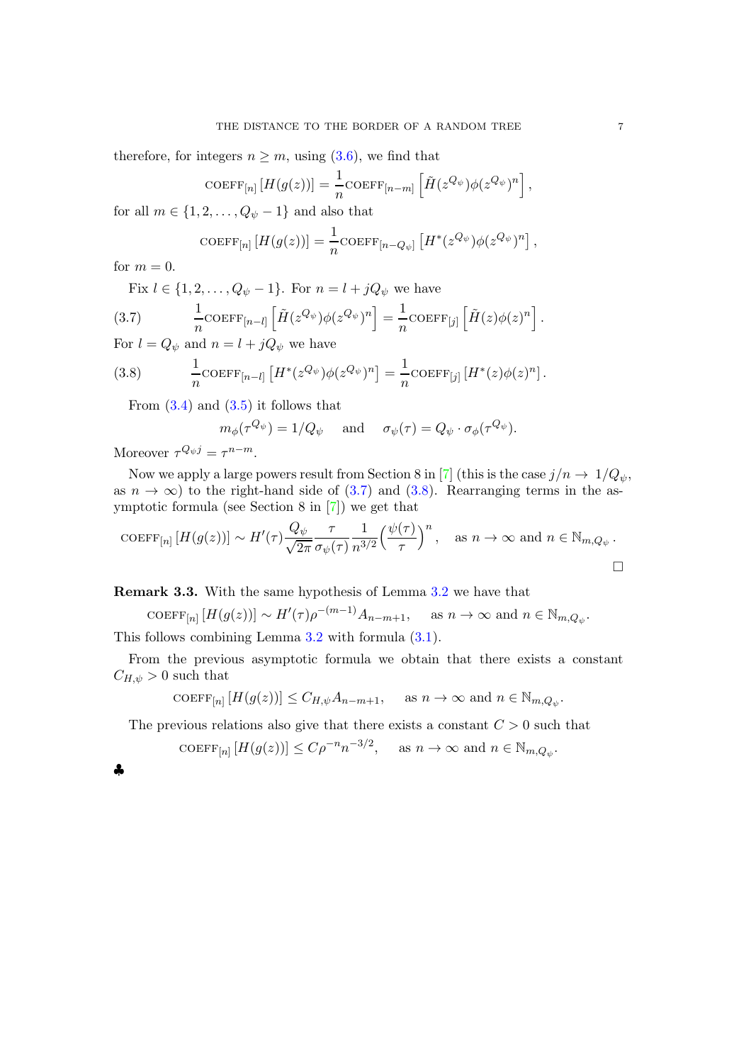therefore, for integers $n \geq m$, using (3.6), we find that

$$\text{COEFF}_{[n]}\left[H(g(z))\right] = \frac{1}{n}\text{COEFF}_{[n-m]}\left[\tilde{H}(z^{Q_\psi})\phi(z^{Q_\psi})^n\right],$$

for all $m \in \{1, 2, \ldots, Q_\psi - 1\}$ and also that

$$\text{COEFF}_{[n]}\left[H(g(z))\right] = \frac{1}{n}\text{COEFF}_{[n-Q_\psi]}\left[H^*(z^{Q_\psi})\phi(z^{Q_\psi})^n\right],$$

for $m = 0$.

Fix $l \in \{1, 2, \ldots, Q_\psi - 1\}$. For $n = l + jQ_\psi$ we have

$$\frac{1}{n}\text{COEFF}_{[n-l]}\left[\tilde{H}(z^{Q_\psi})\phi(z^{Q_\psi})^n\right] = \frac{1}{n}\text{COEFF}_{[j]}\left[\tilde{H}(z)\phi(z)^n\right]. \tag{3.7}$$

For $l = Q_\psi$ and $n = l + jQ_\psi$ we have

$$\frac{1}{n}\text{COEFF}_{[n-l]}\left[H^*(z^{Q_\psi})\phi(z^{Q_\psi})^n\right] = \frac{1}{n}\text{COEFF}_{[j]}\left[H^*(z)\phi(z)^n\right]. \tag{3.8}$$

From (3.4) and (3.5) it follows that

$$m_\phi(\tau^{Q_\psi}) = 1/Q_\psi \quad \text{ and } \quad \sigma_\psi(\tau) = Q_\psi \cdot \sigma_\phi(\tau^{Q_\psi}).$$

Moreover $\tau^{Q_\psi j} = \tau^{n-m}$.

Now we apply a large powers result from Section 8 in [7] (this is the case $j/n \to 1/Q_\psi$, as $n \to \infty$) to the right-hand side of (3.7) and (3.8). Rearranging terms in the asymptotic formula (see Section 8 in [7]) we get that

$$\text{COEFF}_{[n]}\left[H(g(z))\right] \sim H'(\tau)\frac{Q_\psi}{\sqrt{2\pi}}\frac{\tau}{\sigma_\psi(\tau)}\frac{1}{n^{3/2}}\Big(\frac{\psi(\tau)}{\tau}\Big)^n, \quad \text{as } n \to \infty \text{ and } n \in \mathbb{N}_{m,Q_\psi}.$$

$\square$

**Remark 3.3.** With the same hypothesis of Lemma 3.2 we have that

$$\text{COEFF}_{[n]}\left[H(g(z))\right] \sim H'(\tau)\rho^{-(m-1)}A_{n-m+1}, \quad \text{as } n \to \infty \text{ and } n \in \mathbb{N}_{m,Q_\psi}.$$

This follows combining Lemma 3.2 with formula (3.1).

From the previous asymptotic formula we obtain that there exists a constant $C_{H,\psi} > 0$ such that

$$\text{COEFF}_{[n]}\left[H(g(z))\right] \leq C_{H,\psi}A_{n-m+1}, \quad \text{as } n \to \infty \text{ and } n \in \mathbb{N}_{m,Q_\psi}.$$

The previous relations also give that there exists a constant $C > 0$ such that

$$\text{COEFF}_{[n]}\left[H(g(z))\right] \leq C\rho^{-n}n^{-3/2}, \quad \text{as } n \to \infty \text{ and } n \in \mathbb{N}_{m,Q_\psi}.$$

♣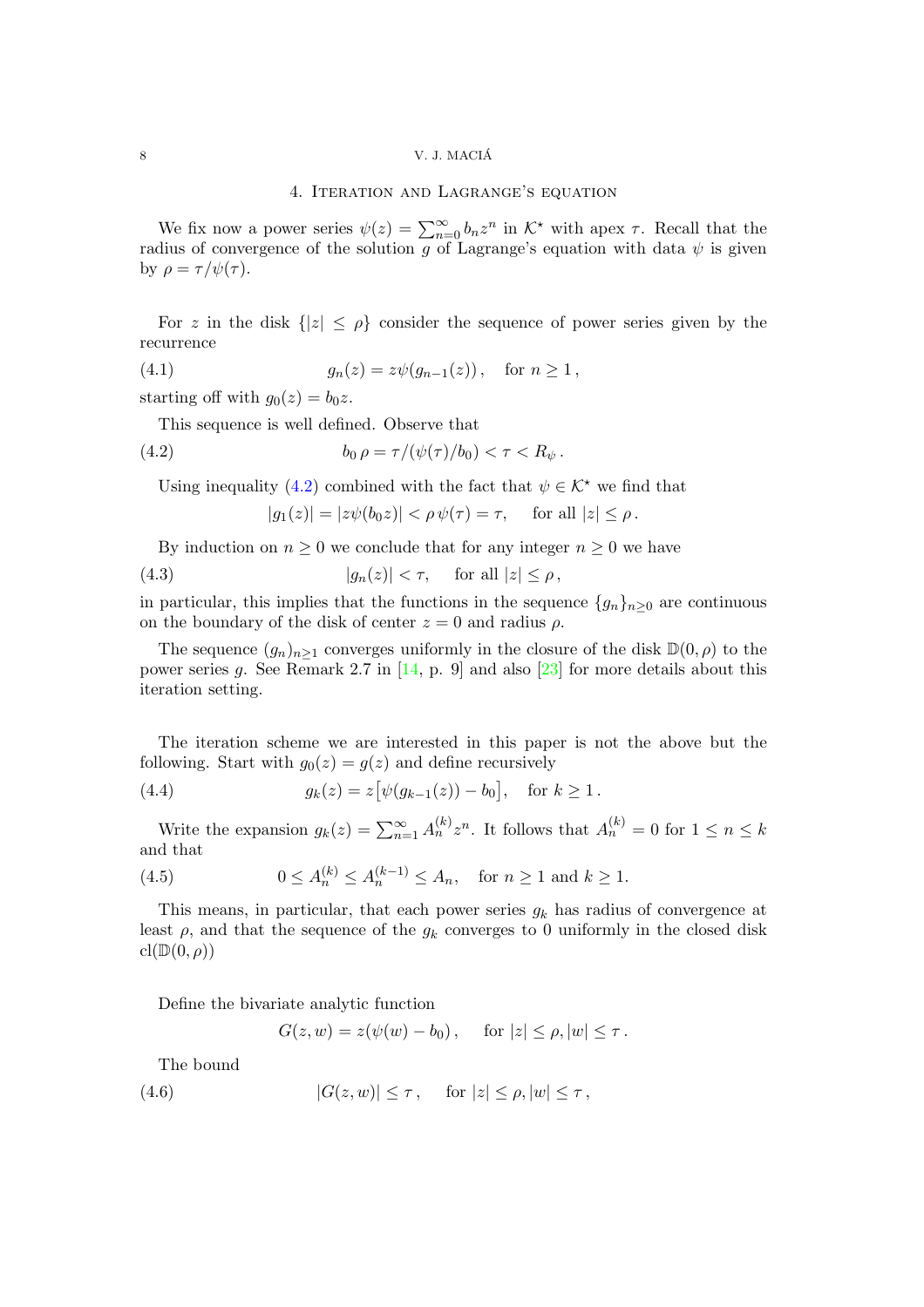## 4. Iteration and Lagrange's equation

We fix now a power series $\psi(z) = \sum_{n=0}^{\infty} b_n z^n$ in $\mathcal{K}^\star$ with apex $\tau$. Recall that the radius of convergence of the solution $g$ of Lagrange's equation with data $\psi$ is given by $\rho = \tau/\psi(\tau)$.

For $z$ in the disk $\{|z| \leq \rho\}$ consider the sequence of power series given by the recurrence

$$g_n(z) = z\psi(g_{n-1}(z)), \quad \text{for } n \geq 1, \tag{4.1}$$

starting off with $g_0(z) = b_0 z$.

This sequence is well defined. Observe that

$$b_0\, \rho = \tau/(\psi(\tau)/b_0) < \tau < R_\psi\,. \tag{4.2}$$

Using inequality (4.2) combined with the fact that $\psi \in \mathcal{K}^\star$ we find that

$$|g_1(z)| = |z\psi(b_0 z)| < \rho\, \psi(\tau) = \tau, \quad \text{for all } |z| \leq \rho\,.$$

By induction on $n \geq 0$ we conclude that for any integer $n \geq 0$ we have

$$|g_n(z)| < \tau, \quad \text{for all } |z| \leq \rho\,, \tag{4.3}$$

in particular, this implies that the functions in the sequence $\{g_n\}_{n\geq 0}$ are continuous on the boundary of the disk of center $z = 0$ and radius $\rho$.

The sequence $(g_n)_{n\geq 1}$ converges uniformly in the closure of the disk $\mathbb{D}(0, \rho)$ to the power series $g$. See Remark 2.7 in [14, p. 9] and also [23] for more details about this iteration setting.

The iteration scheme we are interested in this paper is not the above but the following. Start with $g_0(z) = g(z)$ and define recursively

$$g_k(z) = z\big[\psi(g_{k-1}(z)) - b_0\big], \quad \text{for } k \geq 1\,. \tag{4.4}$$

Write the expansion $g_k(z) = \sum_{n=1}^{\infty} A_n^{(k)} z^n$. It follows that $A_n^{(k)} = 0$ for $1 \leq n \leq k$ and that

$$0 \leq A_n^{(k)} \leq A_n^{(k-1)} \leq A_n, \quad \text{for } n \geq 1 \text{ and } k \geq 1. \tag{4.5}$$

This means, in particular, that each power series $g_k$ has radius of convergence at least $\rho$, and that the sequence of the $g_k$ converges to 0 uniformly in the closed disk $\mathrm{cl}(\mathbb{D}(0, \rho))$

Define the bivariate analytic function

$$G(z, w) = z(\psi(w) - b_0)\,, \quad \text{for } |z| \leq \rho, |w| \leq \tau\,.$$

The bound

$$|G(z, w)| \leq \tau\,, \quad \text{for } |z| \leq \rho, |w| \leq \tau\,, \tag{4.6}$$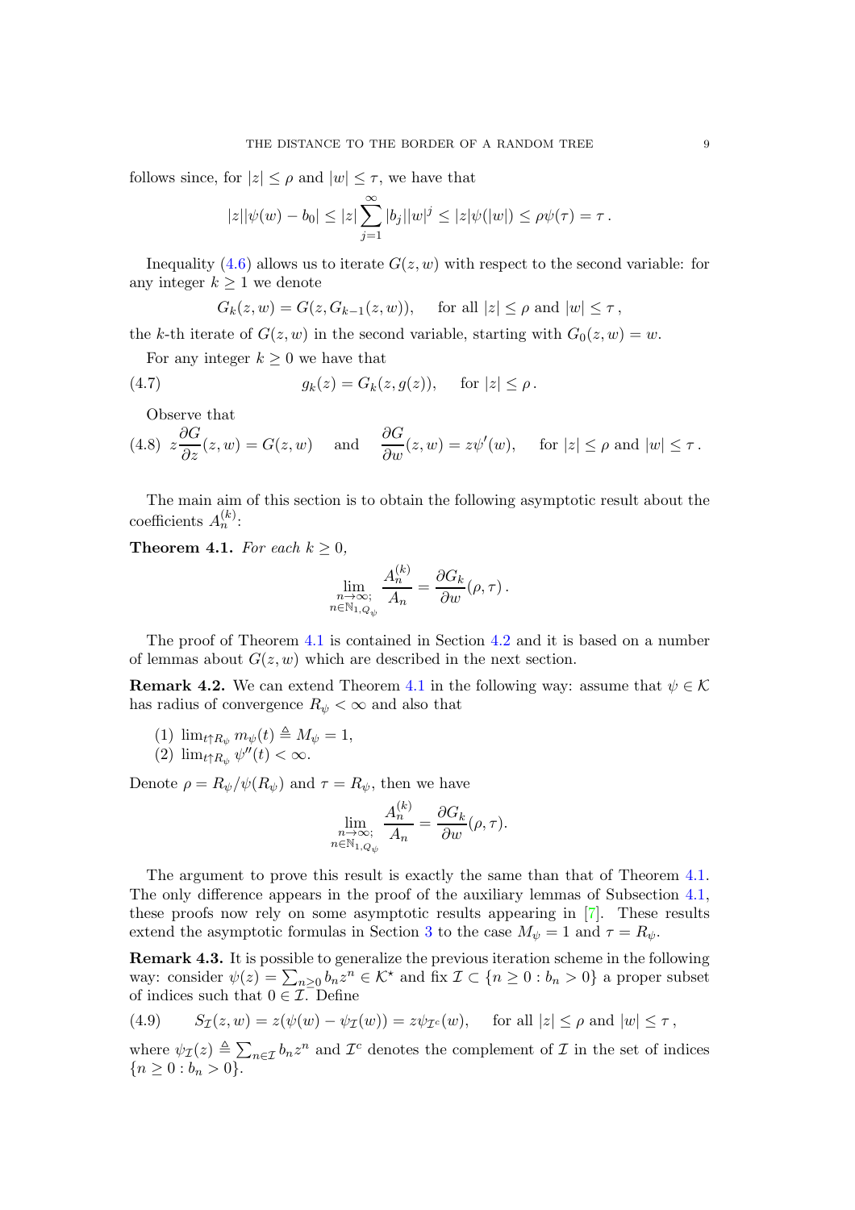follows since, for $|z| \leq \rho$ and $|w| \leq \tau$, we have that

$$|z||\psi(w) - b_0| \leq |z| \sum_{j=1}^{\infty} |b_j||w|^j \leq |z|\psi(|w|) \leq \rho\psi(\tau) = \tau\,.$$

Inequality (4.6) allows us to iterate $G(z, w)$ with respect to the second variable: for any integer $k \geq 1$ we denote

$$G_k(z, w) = G(z, G_{k-1}(z, w)), \qquad \text{for all } |z| \leq \rho \text{ and } |w| \leq \tau\,,$$

the $k$-th iterate of $G(z, w)$ in the second variable, starting with $G_0(z, w) = w$.

For any integer $k \geq 0$ we have that

$$g_k(z) = G_k(z, g(z)), \qquad \text{for } |z| \leq \rho\,. \tag{4.7}$$

Observe that

$$z\frac{\partial G}{\partial z}(z, w) = G(z, w) \quad \text{ and } \quad \frac{\partial G}{\partial w}(z, w) = z\psi'(w), \qquad \text{for } |z| \leq \rho \text{ and } |w| \leq \tau\,. \tag{4.8}$$

The main aim of this section is to obtain the following asymptotic result about the coefficients $A_n^{(k)}$:

**Theorem 4.1.** *For each $k \geq 0$,*

$$\lim_{\substack{n\to\infty;\\ n\in\mathbb{N}_{1,Q_\psi}}} \frac{A_n^{(k)}}{A_n} = \frac{\partial G_k}{\partial w}(\rho, \tau)\,.$$

The proof of Theorem 4.1 is contained in Section 4.2 and it is based on a number of lemmas about $G(z, w)$ which are described in the next section.

**Remark 4.2.** We can extend Theorem 4.1 in the following way: assume that $\psi \in \mathcal{K}$ has radius of convergence $R_\psi < \infty$ and also that

(1) $\lim_{t\uparrow R_\psi} m_\psi(t) \triangleq M_\psi = 1$,
(2) $\lim_{t\uparrow R_\psi} \psi''(t) < \infty$.

Denote $\rho = R_\psi/\psi(R_\psi)$ and $\tau = R_\psi$, then we have

$$\lim_{\substack{n\to\infty;\\ n\in\mathbb{N}_{1,Q_\psi}}} \frac{A_n^{(k)}}{A_n} = \frac{\partial G_k}{\partial w}(\rho, \tau).$$

The argument to prove this result is exactly the same than that of Theorem 4.1. The only difference appears in the proof of the auxiliary lemmas of Subsection 4.1, these proofs now rely on some asymptotic results appearing in [7]. These results extend the asymptotic formulas in Section 3 to the case $M_\psi = 1$ and $\tau = R_\psi$.

**Remark 4.3.** It is possible to generalize the previous iteration scheme in the following way: consider $\psi(z) = \sum_{n\geq 0} b_n z^n \in \mathcal{K}^\star$ and fix $\mathcal{I} \subset \{n \geq 0 : b_n > 0\}$ a proper subset of indices such that $0 \in \mathcal{I}$. Define

$$S_{\mathcal{I}}(z, w) = z(\psi(w) - \psi_{\mathcal{I}}(w)) = z\psi_{\mathcal{I}^c}(w), \qquad \text{for all } |z| \leq \rho \text{ and } |w| \leq \tau\,, \tag{4.9}$$

where $\psi_{\mathcal{I}}(z) \triangleq \sum_{n\in\mathcal{I}} b_n z^n$ and $\mathcal{I}^c$ denotes the complement of $\mathcal{I}$ in the set of indices $\{n \geq 0 : b_n > 0\}$.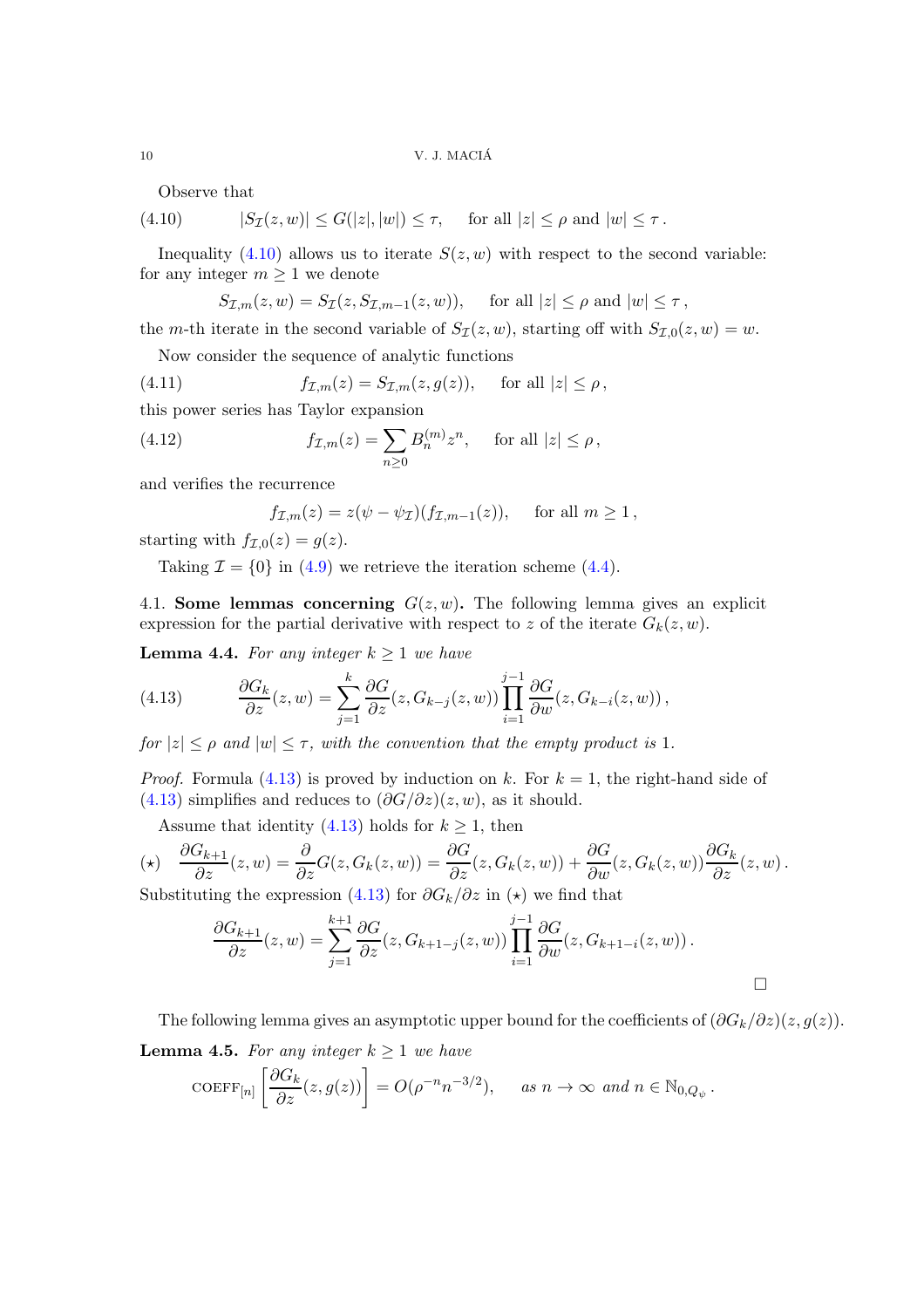Observe that

$$|S_{\mathcal{I}}(z,w)| \le G(|z|,|w|) \le \tau, \quad \text{for all } |z| \le \rho \text{ and } |w| \le \tau\,. \tag{4.10}$$

Inequality (4.10) allows us to iterate $S(z,w)$ with respect to the second variable: for any integer $m \ge 1$ we denote

$$S_{\mathcal{I},m}(z,w) = S_{\mathcal{I}}(z, S_{\mathcal{I},m-1}(z,w)), \quad \text{for all } |z| \le \rho \text{ and } |w| \le \tau\,,$$

the $m$-th iterate in the second variable of $S_{\mathcal{I}}(z,w)$, starting off with $S_{\mathcal{I},0}(z,w) = w$.

Now consider the sequence of analytic functions

$$f_{\mathcal{I},m}(z) = S_{\mathcal{I},m}(z, g(z)), \quad \text{for all } |z| \le \rho\,, \tag{4.11}$$

this power series has Taylor expansion

$$f_{\mathcal{I},m}(z) = \sum_{n\ge 0} B_n^{(m)} z^n, \quad \text{for all } |z| \le \rho\,, \tag{4.12}$$

and verifies the recurrence

$$f_{\mathcal{I},m}(z) = z(\psi - \psi_{\mathcal{I}})(f_{\mathcal{I},m-1}(z)), \quad \text{for all } m \ge 1\,,$$

starting with $f_{\mathcal{I},0}(z) = g(z)$.

Taking $\mathcal{I} = \{0\}$ in (4.9) we retrieve the iteration scheme (4.4).

4.1. **Some lemmas concerning** $G(z,w)$**.** The following lemma gives an explicit expression for the partial derivative with respect to $z$ of the iterate $G_k(z,w)$.

**Lemma 4.4.** *For any integer $k \ge 1$ we have*

$$\frac{\partial G_k}{\partial z}(z,w) = \sum_{j=1}^{k} \frac{\partial G}{\partial z}(z, G_{k-j}(z,w)) \prod_{i=1}^{j-1} \frac{\partial G}{\partial w}(z, G_{k-i}(z,w))\,, \tag{4.13}$$

*for $|z| \le \rho$ and $|w| \le \tau$, with the convention that the empty product is 1.*

*Proof.* Formula (4.13) is proved by induction on $k$. For $k=1$, the right-hand side of (4.13) simplifies and reduces to $(\partial G/\partial z)(z,w)$, as it should.

Assume that identity (4.13) holds for $k \ge 1$, then

$$(\star) \quad \frac{\partial G_{k+1}}{\partial z}(z,w) = \frac{\partial}{\partial z} G(z, G_k(z,w)) = \frac{\partial G}{\partial z}(z, G_k(z,w)) + \frac{\partial G}{\partial w}(z, G_k(z,w)) \frac{\partial G_k}{\partial z}(z,w)\,.$$

Substituting the expression (4.13) for $\partial G_k/\partial z$ in $(\star)$ we find that

$$\frac{\partial G_{k+1}}{\partial z}(z,w) = \sum_{j=1}^{k+1} \frac{\partial G}{\partial z}(z, G_{k+1-j}(z,w)) \prod_{i=1}^{j-1} \frac{\partial G}{\partial w}(z, G_{k+1-i}(z,w))\,.$$

□

The following lemma gives an asymptotic upper bound for the coefficients of $(\partial G_k/\partial z)(z, g(z))$.

**Lemma 4.5.** *For any integer $k \ge 1$ we have*

$$\text{COEFF}_{[n]}\left[\frac{\partial G_k}{\partial z}(z, g(z))\right] = O(\rho^{-n} n^{-3/2}), \quad \text{as } n \to \infty \text{ and } n \in \mathbb{N}_{0,Q_\psi}\,.$$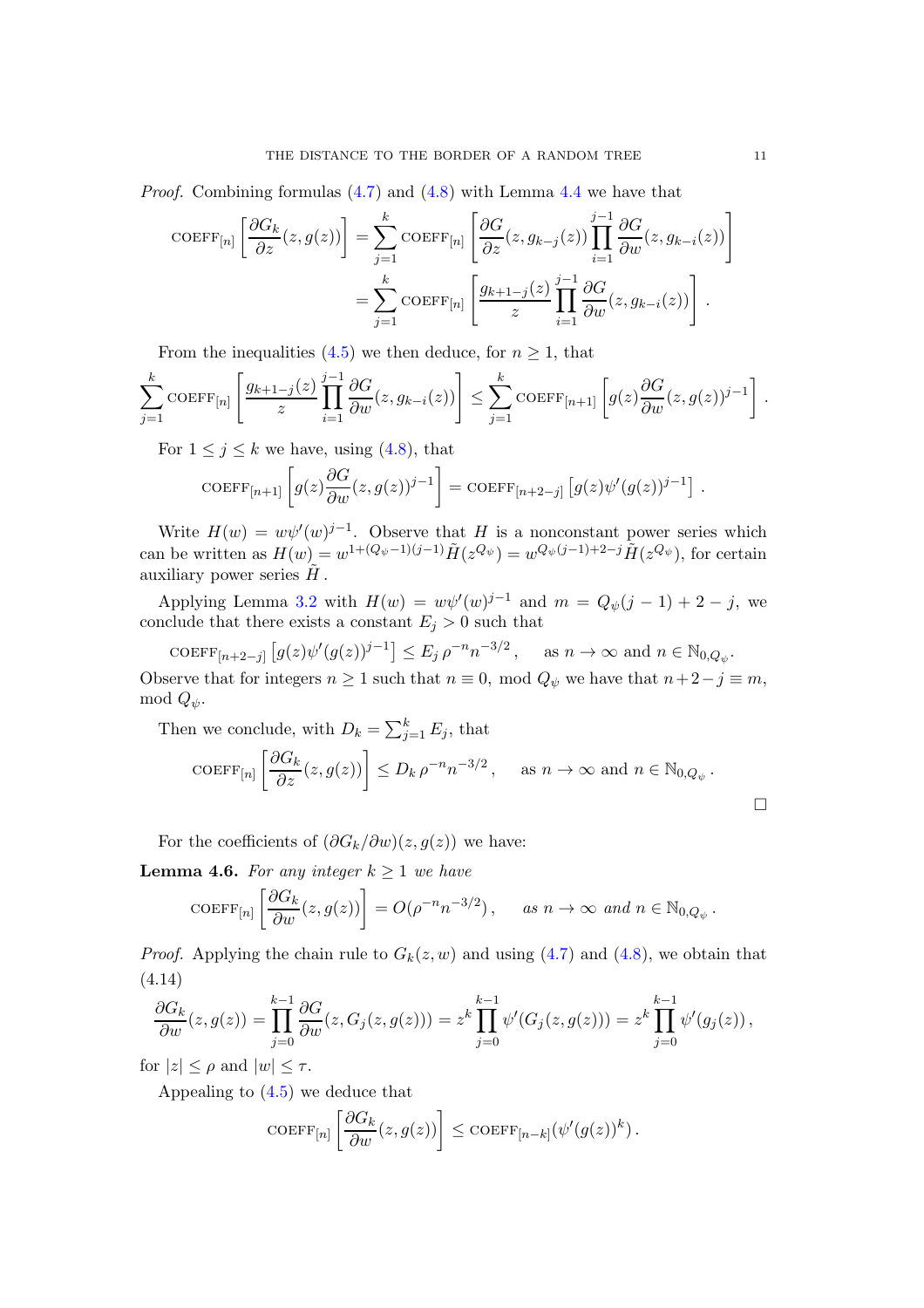*Proof.* Combining formulas (4.7) and (4.8) with Lemma 4.4 we have that

$$
\begin{aligned}
\text{COEFF}_{[n]}\left[\frac{\partial G_k}{\partial z}(z,g(z))\right] &= \sum_{j=1}^{k} \text{COEFF}_{[n]}\left[\frac{\partial G}{\partial z}(z,g_{k-j}(z))\prod_{i=1}^{j-1}\frac{\partial G}{\partial w}(z,g_{k-i}(z))\right]\\
&= \sum_{j=1}^{k} \text{COEFF}_{[n]}\left[\frac{g_{k+1-j}(z)}{z}\prod_{i=1}^{j-1}\frac{\partial G}{\partial w}(z,g_{k-i}(z))\right].
\end{aligned}
$$

From the inequalities (4.5) we then deduce, for $n \geq 1$, that

$$
\sum_{j=1}^{k} \text{COEFF}_{[n]}\left[\frac{g_{k+1-j}(z)}{z}\prod_{i=1}^{j-1}\frac{\partial G}{\partial w}(z,g_{k-i}(z))\right] \leq \sum_{j=1}^{k} \text{COEFF}_{[n+1]}\left[g(z)\frac{\partial G}{\partial w}(z,g(z))^{j-1}\right].
$$

For $1 \leq j \leq k$ we have, using (4.8), that

$$
\text{COEFF}_{[n+1]}\left[g(z)\frac{\partial G}{\partial w}(z,g(z))^{j-1}\right] = \text{COEFF}_{[n+2-j]}\left[g(z)\psi'(g(z))^{j-1}\right].
$$

Write $H(w) = w\psi'(w)^{j-1}$. Observe that $H$ is a nonconstant power series which can be written as $H(w) = w^{1+(Q_\psi-1)(j-1)}\tilde{H}(z^{Q_\psi}) = w^{Q_\psi(j-1)+2-j}\tilde{H}(z^{Q_\psi})$, for certain auxiliary power series $\tilde{H}$.

Applying Lemma 3.2 with $H(w) = w\psi'(w)^{j-1}$ and $m = Q_\psi(j-1)+2-j$, we conclude that there exists a constant $E_j > 0$ such that

$$
\text{COEFF}_{[n+2-j]}\left[g(z)\psi'(g(z))^{j-1}\right] \leq E_j\,\rho^{-n}n^{-3/2}, \quad \text{as } n\to\infty \text{ and } n \in \mathbb{N}_{0,Q_\psi}.
$$

Observe that for integers $n \geq 1$ such that $n \equiv 0$, mod $Q_\psi$ we have that $n+2-j \equiv m$, mod $Q_\psi$.

Then we conclude, with $D_k = \sum_{j=1}^{k} E_j$, that

$$
\text{COEFF}_{[n]}\left[\frac{\partial G_k}{\partial z}(z,g(z))\right] \leq D_k\,\rho^{-n}n^{-3/2}, \quad \text{as } n\to\infty \text{ and } n \in \mathbb{N}_{0,Q_\psi}.
$$

□

For the coefficients of $(\partial G_k/\partial w)(z,g(z))$ we have:

**Lemma 4.6.** *For any integer $k \geq 1$ we have*

$$
\text{COEFF}_{[n]}\left[\frac{\partial G_k}{\partial w}(z,g(z))\right] = O(\rho^{-n}n^{-3/2}), \quad \textit{as } n\to\infty \textit{ and } n \in \mathbb{N}_{0,Q_\psi}.
$$

*Proof.* Applying the chain rule to $G_k(z,w)$ and using (4.7) and (4.8), we obtain that (4.14)

$$
\frac{\partial G_k}{\partial w}(z,g(z)) = \prod_{j=0}^{k-1}\frac{\partial G}{\partial w}(z,G_j(z,g(z))) = z^k\prod_{j=0}^{k-1}\psi'(G_j(z,g(z))) = z^k\prod_{j=0}^{k-1}\psi'(g_j(z)),
$$

for $|z| \leq \rho$ and $|w| \leq \tau$.

Appealing to (4.5) we deduce that

$$
\text{COEFF}_{[n]}\left[\frac{\partial G_k}{\partial w}(z,g(z))\right] \leq \text{COEFF}_{[n-k]}(\psi'(g(z))^k).
$$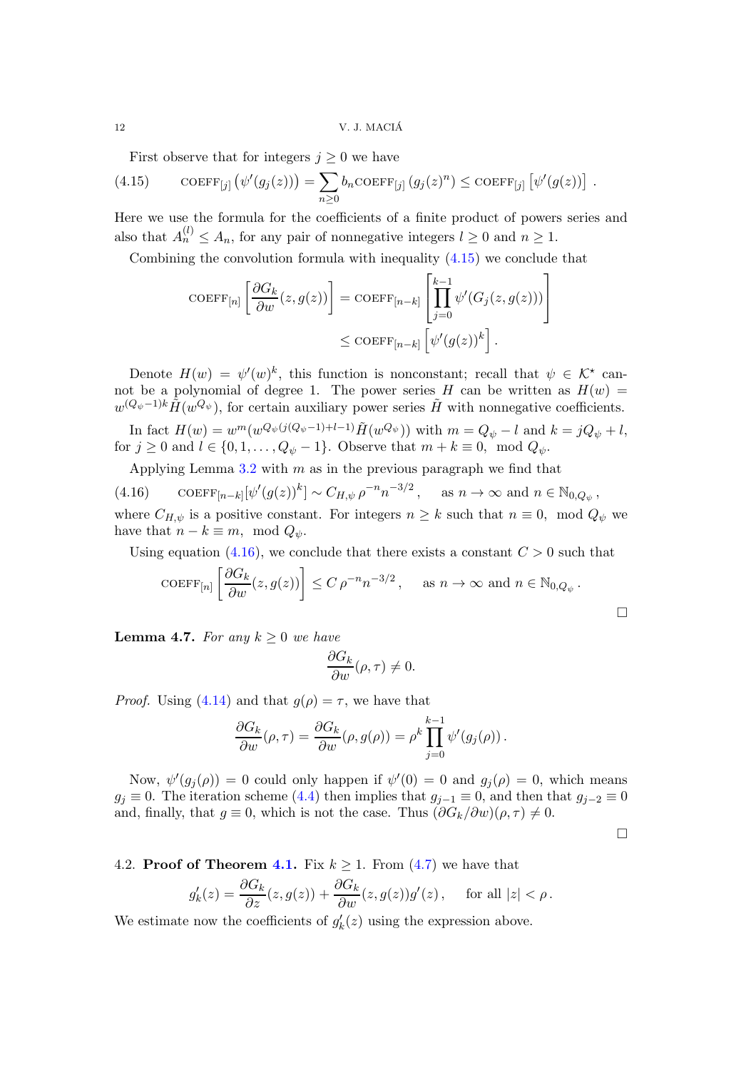First observe that for integers $j \geq 0$ we have

$$\text{COEFF}_{[j]}\left(\psi'(g_j(z))\right) = \sum_{n\geq 0} b_n \text{COEFF}_{[j]}\left(g_j(z)^n\right) \leq \text{COEFF}_{[j]}\left[\psi'(g(z))\right]. \tag{4.15}$$

Here we use the formula for the coefficients of a finite product of powers series and also that $A_n^{(l)} \leq A_n$, for any pair of nonnegative integers $l \geq 0$ and $n \geq 1$.

Combining the convolution formula with inequality (4.15) we conclude that

$$\begin{aligned}\text{COEFF}_{[n]}\left[\frac{\partial G_k}{\partial w}(z, g(z))\right] &= \text{COEFF}_{[n-k]}\left[\prod_{j=0}^{k-1}\psi'(G_j(z, g(z)))\right] \\ &\leq \text{COEFF}_{[n-k]}\left[\psi'(g(z))^k\right].\end{aligned}$$

Denote $H(w) = \psi'(w)^k$, this function is nonconstant; recall that $\psi \in \mathcal{K}^\star$ cannot be a polynomial of degree 1. The power series $H$ can be written as $H(w) = w^{(Q_\psi - 1)k}\tilde{H}(w^{Q_\psi})$, for certain auxiliary power series $\tilde{H}$ with nonnegative coefficients.

In fact $H(w) = w^m(w^{Q_\psi(j(Q_\psi-1)+l-1)}\tilde{H}(w^{Q_\psi}))$ with $m = Q_\psi - l$ and $k = jQ_\psi + l$, for $j \geq 0$ and $l \in \{0, 1, \ldots, Q_\psi - 1\}$. Observe that $m + k \equiv 0, \mod Q_\psi$.

Applying Lemma 3.2 with $m$ as in the previous paragraph we find that

$$\text{COEFF}_{[n-k]}[\psi'(g(z))^k] \sim C_{H,\psi}\,\rho^{-n}n^{-3/2}, \quad \text{as } n \to \infty \text{ and } n \in \mathbb{N}_{0,Q_\psi}, \tag{4.16}$$

where $C_{H,\psi}$ is a positive constant. For integers $n \geq k$ such that $n \equiv 0, \mod Q_\psi$ we have that $n - k \equiv m, \mod Q_\psi$.

Using equation (4.16), we conclude that there exists a constant $C > 0$ such that

$$\text{COEFF}_{[n]}\left[\frac{\partial G_k}{\partial w}(z, g(z))\right] \leq C\,\rho^{-n}n^{-3/2}, \quad \text{as } n \to \infty \text{ and } n \in \mathbb{N}_{0,Q_\psi}.$$

□

**Lemma 4.7.** *For any $k \geq 0$ we have*

$$\frac{\partial G_k}{\partial w}(\rho, \tau) \neq 0.$$

*Proof.* Using (4.14) and that $g(\rho) = \tau$, we have that

$$\frac{\partial G_k}{\partial w}(\rho, \tau) = \frac{\partial G_k}{\partial w}(\rho, g(\rho)) = \rho^k \prod_{j=0}^{k-1}\psi'(g_j(\rho)).$$

Now, $\psi'(g_j(\rho)) = 0$ could only happen if $\psi'(0) = 0$ and $g_j(\rho) = 0$, which means $g_j \equiv 0$. The iteration scheme (4.4) then implies that $g_{j-1} \equiv 0$, and then that $g_{j-2} \equiv 0$ and, finally, that $g \equiv 0$, which is not the case. Thus $(\partial G_k/\partial w)(\rho, \tau) \neq 0$.

□

## 4.2. **Proof of Theorem 4.1.**

Fix $k \geq 1$. From (4.7) we have that

$$g_k'(z) = \frac{\partial G_k}{\partial z}(z, g(z)) + \frac{\partial G_k}{\partial w}(z, g(z))g'(z), \quad \text{for all } |z| < \rho.$$

We estimate now the coefficients of $g_k'(z)$ using the expression above.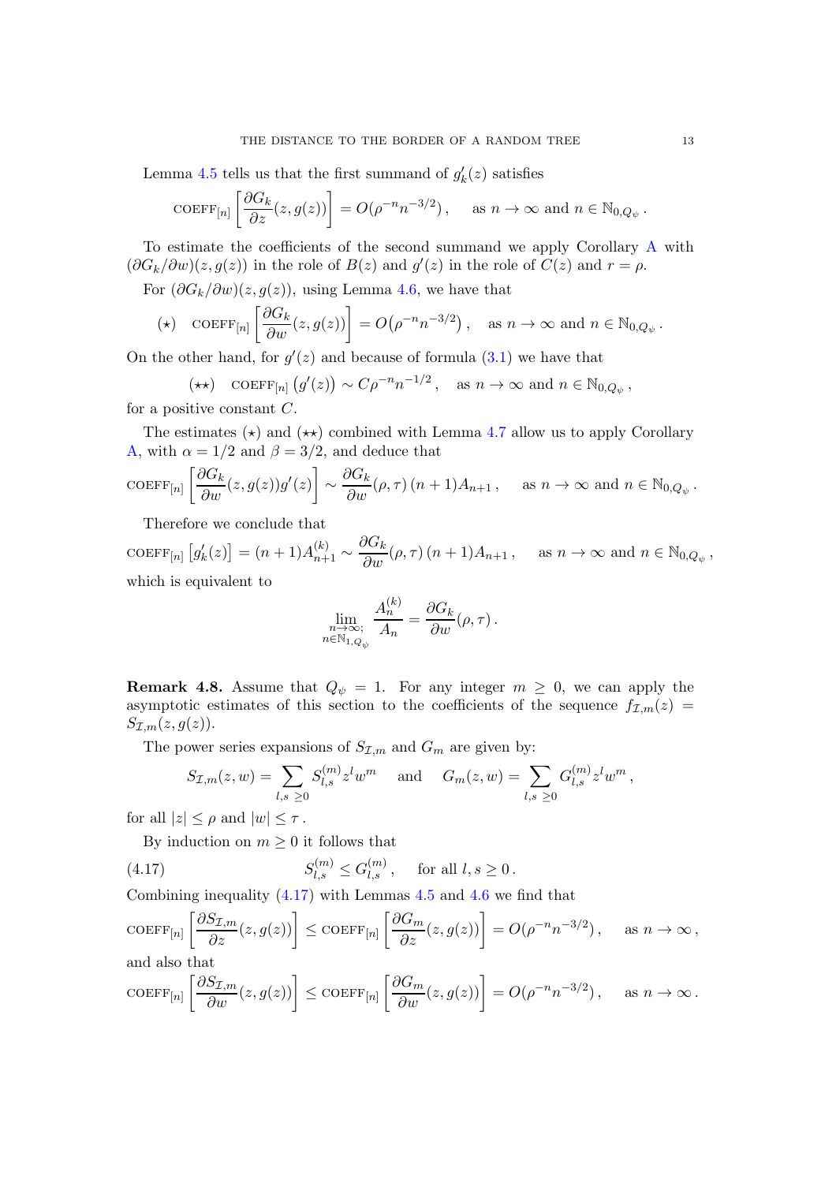Lemma 4.5 tells us that the first summand of $g_k'(z)$ satisfies

$$\text{COEFF}_{[n]}\left[\frac{\partial G_k}{\partial z}(z, g(z))\right] = O(\rho^{-n} n^{-3/2})\,, \qquad \text{as } n \to \infty \text{ and } n \in \mathbb{N}_{0,Q_\psi}\,.$$

To estimate the coefficients of the second summand we apply Corollary A with $(\partial G_k/\partial w)(z, g(z))$ in the role of $B(z)$ and $g'(z)$ in the role of $C(z)$ and $r = \rho$.

For $(\partial G_k/\partial w)(z, g(z))$, using Lemma 4.6, we have that

$$(\star) \quad \text{COEFF}_{[n]}\left[\frac{\partial G_k}{\partial w}(z, g(z))\right] = O\big(\rho^{-n} n^{-3/2}\big)\,, \quad \text{as } n \to \infty \text{ and } n \in \mathbb{N}_{0,Q_\psi}\,.$$

On the other hand, for $g'(z)$ and because of formula (3.1) we have that

$$(\star\star) \quad \text{COEFF}_{[n]}\big(g'(z)\big) \sim C\rho^{-n} n^{-1/2}\,, \quad \text{as } n \to \infty \text{ and } n \in \mathbb{N}_{0,Q_\psi}\,,$$

for a positive constant $C$.

The estimates $(\star)$ and $(\star\star)$ combined with Lemma 4.7 allow us to apply Corollary A, with $\alpha = 1/2$ and $\beta = 3/2$, and deduce that

$$\text{COEFF}_{[n]}\left[\frac{\partial G_k}{\partial w}(z, g(z)) g'(z)\right] \sim \frac{\partial G_k}{\partial w}(\rho, \tau)\,(n+1)A_{n+1}\,, \qquad \text{as } n \to \infty \text{ and } n \in \mathbb{N}_{0,Q_\psi}\,.$$

Therefore we conclude that

$$\text{COEFF}_{[n]}\left[g_k'(z)\right] = (n+1)A_{n+1}^{(k)} \sim \frac{\partial G_k}{\partial w}(\rho, \tau)\,(n+1)A_{n+1}\,, \qquad \text{as } n \to \infty \text{ and } n \in \mathbb{N}_{0,Q_\psi}\,,$$

which is equivalent to

$$\lim_{\substack{n \to \infty;\\ n \in \mathbb{N}_{1,Q_\psi}}} \frac{A_n^{(k)}}{A_n} = \frac{\partial G_k}{\partial w}(\rho, \tau)\,.$$

**Remark 4.8.** Assume that $Q_\psi = 1$. For any integer $m \geq 0$, we can apply the asymptotic estimates of this section to the coefficients of the sequence $f_{\mathcal{I},m}(z) = S_{\mathcal{I},m}(z, g(z))$.

The power series expansions of $S_{\mathcal{I},m}$ and $G_m$ are given by:

$$S_{\mathcal{I},m}(z, w) = \sum_{l,s\ \geq 0} S_{l,s}^{(m)} z^l w^m \quad \text{ and } \quad G_m(z, w) = \sum_{l,s\ \geq 0} G_{l,s}^{(m)} z^l w^m\,,$$

for all $|z| \leq \rho$ and $|w| \leq \tau$.

By induction on $m \geq 0$ it follows that

$$S_{l,s}^{(m)} \leq G_{l,s}^{(m)}\,, \quad \text{ for all } l, s \geq 0\,. \tag{4.17}$$

Combining inequality (4.17) with Lemmas 4.5 and 4.6 we find that

$$\text{COEFF}_{[n]}\left[\frac{\partial S_{\mathcal{I},m}}{\partial z}(z, g(z))\right] \leq \text{COEFF}_{[n]}\left[\frac{\partial G_m}{\partial z}(z, g(z))\right] = O(\rho^{-n} n^{-3/2})\,, \quad \text{as } n \to \infty\,,$$

and also that

$$\text{COEFF}_{[n]}\left[\frac{\partial S_{\mathcal{I},m}}{\partial w}(z, g(z))\right] \leq \text{COEFF}_{[n]}\left[\frac{\partial G_m}{\partial w}(z, g(z))\right] = O(\rho^{-n} n^{-3/2})\,, \quad \text{as } n \to \infty\,.$$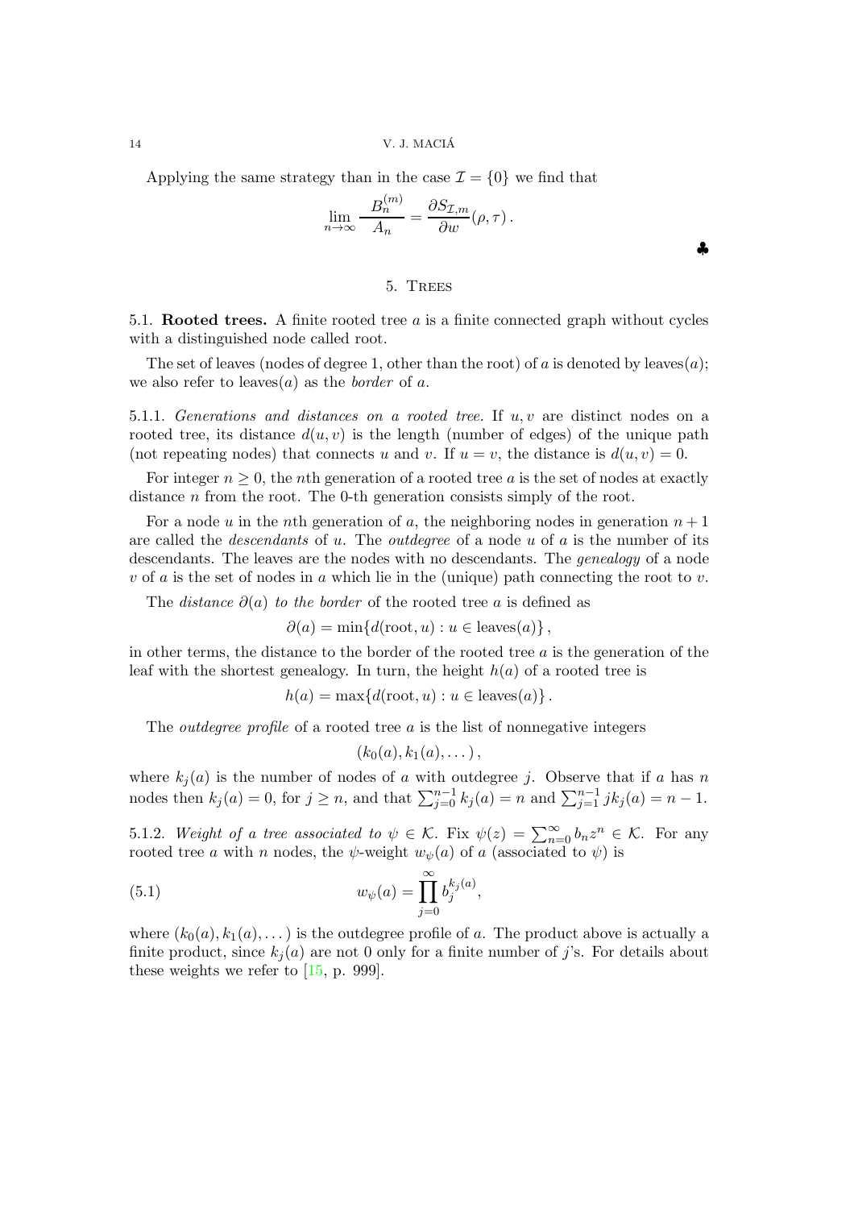Applying the same strategy than in the case $\mathcal{I} = \{0\}$ we find that

$$\lim_{n\to\infty} \frac{B_n^{(m)}}{A_n} = \frac{\partial S_{\mathcal{I},m}}{\partial w}(\rho,\tau)\,.$$

♣

## 5. Trees

**5.1. Rooted trees.** A finite rooted tree $a$ is a finite connected graph without cycles with a distinguished node called root.

The set of leaves (nodes of degree 1, other than the root) of $a$ is denoted by $\text{leaves}(a)$; we also refer to $\text{leaves}(a)$ as the *border* of $a$.

5.1.1. *Generations and distances on a rooted tree.* If $u, v$ are distinct nodes on a rooted tree, its distance $d(u,v)$ is the length (number of edges) of the unique path (not repeating nodes) that connects $u$ and $v$. If $u = v$, the distance is $d(u,v) = 0$.

For integer $n \geq 0$, the $n$th generation of a rooted tree $a$ is the set of nodes at exactly distance $n$ from the root. The 0-th generation consists simply of the root.

For a node $u$ in the $n$th generation of $a$, the neighboring nodes in generation $n+1$ are called the *descendants* of $u$. The *outdegree* of a node $u$ of $a$ is the number of its descendants. The leaves are the nodes with no descendants. The *genealogy* of a node $v$ of $a$ is the set of nodes in $a$ which lie in the (unique) path connecting the root to $v$.

The *distance* $\partial(a)$ *to the border* of the rooted tree $a$ is defined as

$$\partial(a) = \min\{d(\text{root}, u) : u \in \text{leaves}(a)\}\,,$$

in other terms, the distance to the border of the rooted tree $a$ is the generation of the leaf with the shortest genealogy. In turn, the height $h(a)$ of a rooted tree is

$$h(a) = \max\{d(\text{root}, u) : u \in \text{leaves}(a)\}\,.$$

The *outdegree profile* of a rooted tree $a$ is the list of nonnegative integers

$$(k_0(a), k_1(a), \dots)\,,$$

where $k_j(a)$ is the number of nodes of $a$ with outdegree $j$. Observe that if $a$ has $n$ nodes then $k_j(a) = 0$, for $j \geq n$, and that $\sum_{j=0}^{n-1} k_j(a) = n$ and $\sum_{j=1}^{n-1} j k_j(a) = n-1$.

5.1.2. *Weight of a tree associated to* $\psi \in \mathcal{K}$. Fix $\psi(z) = \sum_{n=0}^{\infty} b_n z^n \in \mathcal{K}$. For any rooted tree $a$ with $n$ nodes, the $\psi$-weight $w_\psi(a)$ of $a$ (associated to $\psi$) is

$$w_\psi(a) = \prod_{j=0}^{\infty} b_j^{k_j(a)}, \tag{5.1}$$

where $(k_0(a), k_1(a), \dots)$ is the outdegree profile of $a$. The product above is actually a finite product, since $k_j(a)$ are not 0 only for a finite number of $j$'s. For details about these weights we refer to [15, p. 999].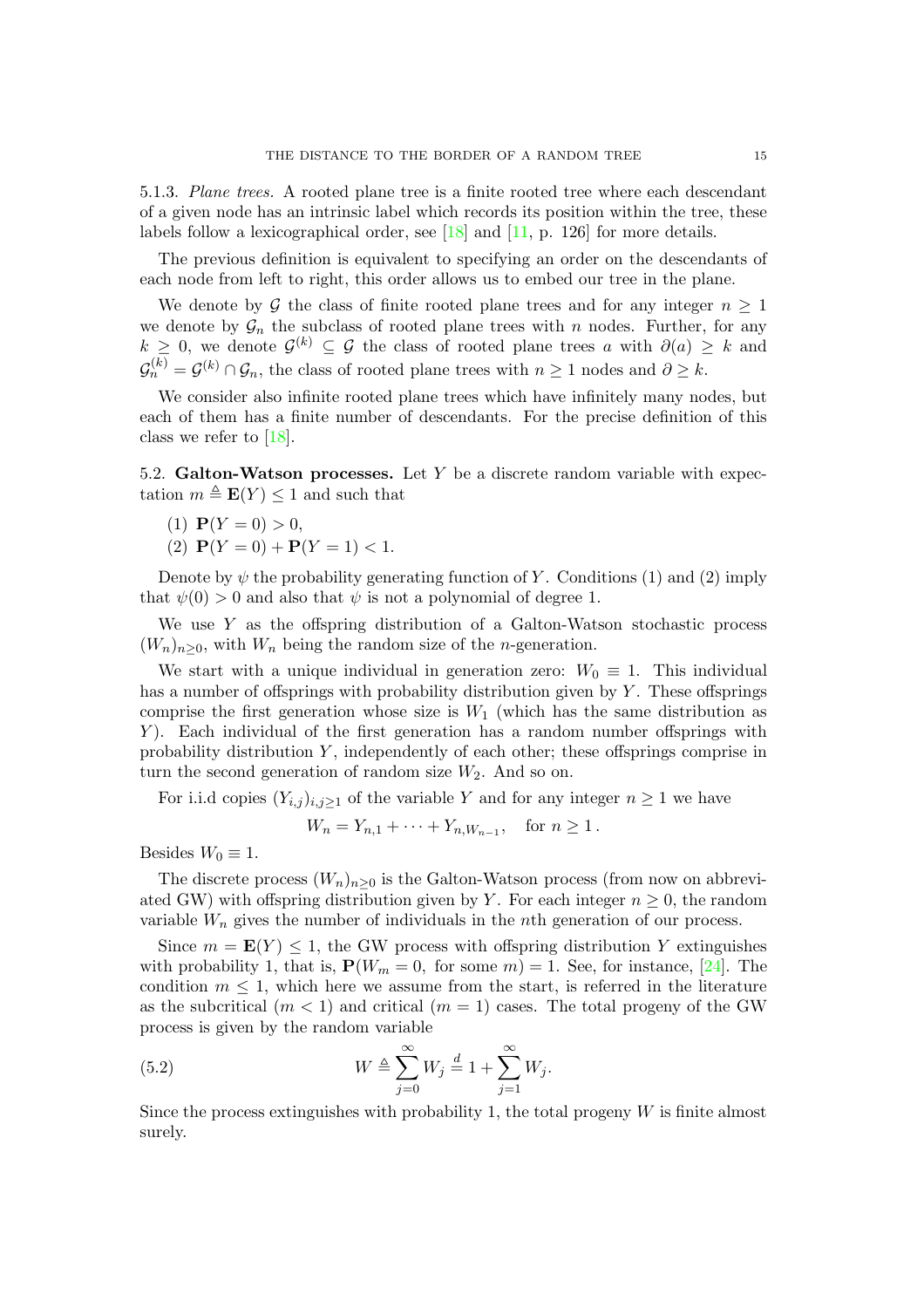5.1.3. *Plane trees.* A rooted plane tree is a finite rooted tree where each descendant of a given node has an intrinsic label which records its position within the tree, these labels follow a lexicographical order, see [18] and [11, p. 126] for more details.

The previous definition is equivalent to specifying an order on the descendants of each node from left to right, this order allows us to embed our tree in the plane.

We denote by $\mathcal{G}$ the class of finite rooted plane trees and for any integer $n \geq 1$ we denote by $\mathcal{G}_n$ the subclass of rooted plane trees with $n$ nodes. Further, for any $k \geq 0$, we denote $\mathcal{G}^{(k)} \subseteq \mathcal{G}$ the class of rooted plane trees $a$ with $\partial(a) \geq k$ and $\mathcal{G}_n^{(k)} = \mathcal{G}^{(k)} \cap \mathcal{G}_n$, the class of rooted plane trees with $n \geq 1$ nodes and $\partial \geq k$.

We consider also infinite rooted plane trees which have infinitely many nodes, but each of them has a finite number of descendants. For the precise definition of this class we refer to [18].

5.2. **Galton-Watson processes.** Let $Y$ be a discrete random variable with expectation $m \triangleq \mathbf{E}(Y) \leq 1$ and such that

(1) $\mathbf{P}(Y = 0) > 0$,
(2) $\mathbf{P}(Y = 0) + \mathbf{P}(Y = 1) < 1$.

Denote by $\psi$ the probability generating function of $Y$. Conditions (1) and (2) imply that $\psi(0) > 0$ and also that $\psi$ is not a polynomial of degree 1.

We use $Y$ as the offspring distribution of a Galton-Watson stochastic process $(W_n)_{n\geq 0}$, with $W_n$ being the random size of the $n$-generation.

We start with a unique individual in generation zero: $W_0 \equiv 1$. This individual has a number of offsprings with probability distribution given by $Y$. These offsprings comprise the first generation whose size is $W_1$ (which has the same distribution as $Y$). Each individual of the first generation has a random number offsprings with probability distribution $Y$, independently of each other; these offsprings comprise in turn the second generation of random size $W_2$. And so on.

For i.i.d copies $(Y_{i,j})_{i,j\geq 1}$ of the variable $Y$ and for any integer $n \geq 1$ we have

$$W_n = Y_{n,1} + \cdots + Y_{n,W_{n-1}}, \quad \text{for } n \geq 1\,.$$

Besides $W_0 \equiv 1$.

The discrete process $(W_n)_{n\geq 0}$ is the Galton-Watson process (from now on abbreviated GW) with offspring distribution given by $Y$. For each integer $n \geq 0$, the random variable $W_n$ gives the number of individuals in the $n$th generation of our process.

Since $m = \mathbf{E}(Y) \leq 1$, the GW process with offspring distribution $Y$ extinguishes with probability 1, that is, $\mathbf{P}(W_m = 0, \text{ for some } m) = 1$. See, for instance, [24]. The condition $m \leq 1$, which here we assume from the start, is referred in the literature as the subcritical ($m < 1$) and critical ($m = 1$) cases. The total progeny of the GW process is given by the random variable

$$W \triangleq \sum_{j=0}^{\infty} W_j \stackrel{d}{=} 1 + \sum_{j=1}^{\infty} W_j. \tag{5.2}$$

Since the process extinguishes with probability 1, the total progeny $W$ is finite almost surely.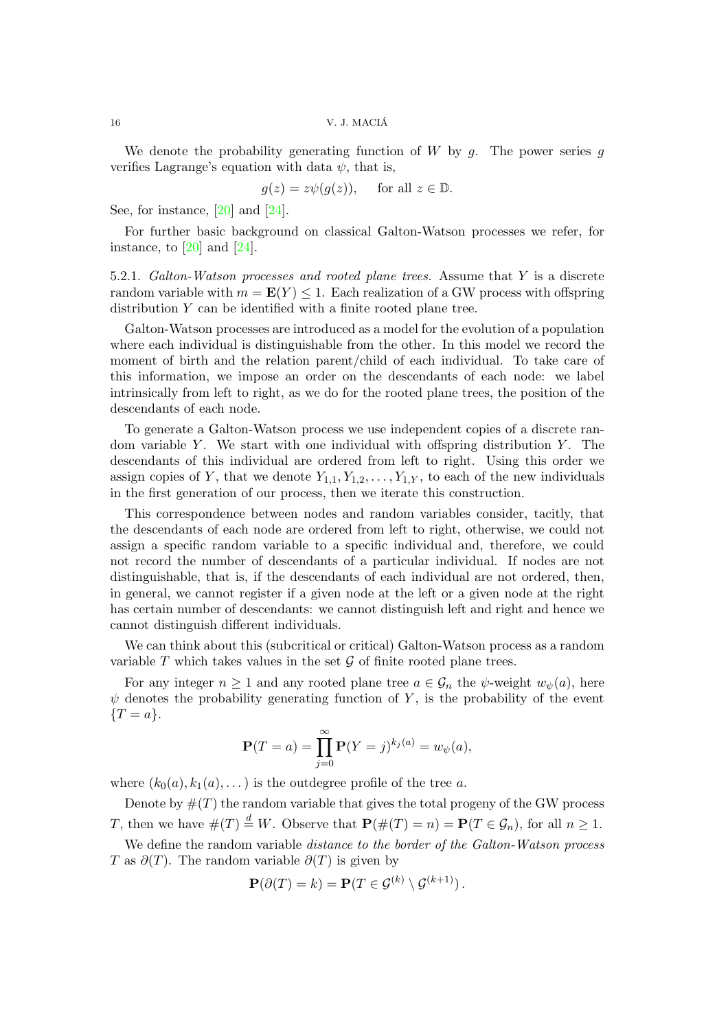We denote the probability generating function of $W$ by $g$. The power series $g$ verifies Lagrange's equation with data $\psi$, that is,

$$g(z) = z\psi(g(z)), \quad \text{for all } z \in \mathbb{D}.$$

See, for instance, [20] and [24].

For further basic background on classical Galton-Watson processes we refer, for instance, to [20] and [24].

5.2.1. *Galton-Watson processes and rooted plane trees.* Assume that $Y$ is a discrete random variable with $m = \mathbf{E}(Y) \leq 1$. Each realization of a GW process with offspring distribution $Y$ can be identified with a finite rooted plane tree.

Galton-Watson processes are introduced as a model for the evolution of a population where each individual is distinguishable from the other. In this model we record the moment of birth and the relation parent/child of each individual. To take care of this information, we impose an order on the descendants of each node: we label intrinsically from left to right, as we do for the rooted plane trees, the position of the descendants of each node.

To generate a Galton-Watson process we use independent copies of a discrete random variable $Y$. We start with one individual with offspring distribution $Y$. The descendants of this individual are ordered from left to right. Using this order we assign copies of $Y$, that we denote $Y_{1,1}, Y_{1,2}, \ldots, Y_{1,Y}$, to each of the new individuals in the first generation of our process, then we iterate this construction.

This correspondence between nodes and random variables consider, tacitly, that the descendants of each node are ordered from left to right, otherwise, we could not assign a specific random variable to a specific individual and, therefore, we could not record the number of descendants of a particular individual. If nodes are not distinguishable, that is, if the descendants of each individual are not ordered, then, in general, we cannot register if a given node at the left or a given node at the right has certain number of descendants: we cannot distinguish left and right and hence we cannot distinguish different individuals.

We can think about this (subcritical or critical) Galton-Watson process as a random variable $T$ which takes values in the set $\mathcal{G}$ of finite rooted plane trees.

For any integer $n \geq 1$ and any rooted plane tree $a \in \mathcal{G}_n$ the $\psi$-weight $w_\psi(a)$, here $\psi$ denotes the probability generating function of $Y$, is the probability of the event $\{T = a\}$.

$$\mathbf{P}(T = a) = \prod_{j=0}^{\infty} \mathbf{P}(Y = j)^{k_j(a)} = w_\psi(a),$$

where $(k_0(a), k_1(a), \ldots)$ is the outdegree profile of the tree $a$.

Denote by $\#(T)$ the random variable that gives the total progeny of the GW process $T$, then we have $\#(T) \stackrel{d}{=} W$. Observe that $\mathbf{P}(\#(T) = n) = \mathbf{P}(T \in \mathcal{G}_n)$, for all $n \geq 1$.

We define the random variable *distance to the border of the Galton-Watson process* $T$ as $\partial(T)$. The random variable $\partial(T)$ is given by

$$\mathbf{P}(\partial(T) = k) = \mathbf{P}(T \in \mathcal{G}^{(k)} \setminus \mathcal{G}^{(k+1)}).$$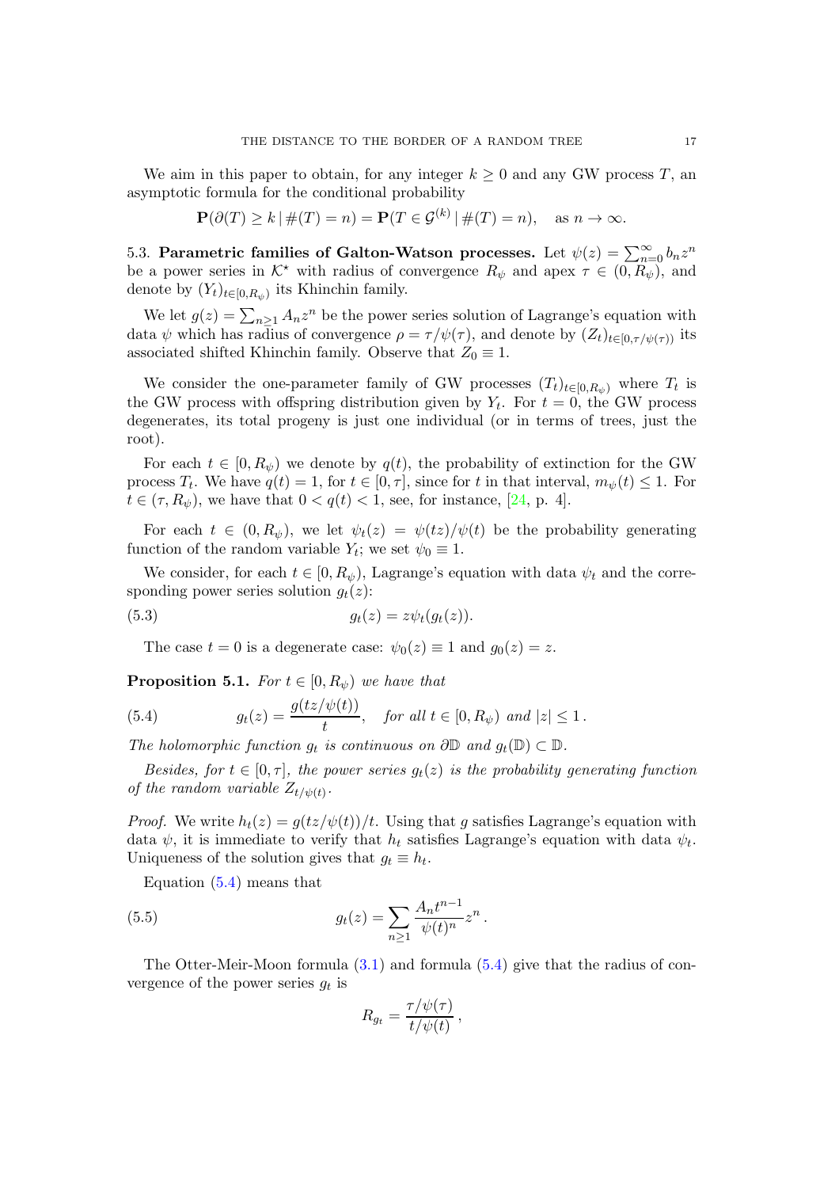We aim in this paper to obtain, for any integer $k \geq 0$ and any GW process $T$, an asymptotic formula for the conditional probability

$$\mathbf{P}(\partial(T) \geq k \,|\, \#(T) = n) = \mathbf{P}(T \in \mathcal{G}^{(k)} \,|\, \#(T) = n), \quad \text{as } n \to \infty.$$

5.3. **Parametric families of Galton-Watson processes.** Let $\psi(z) = \sum_{n=0}^{\infty} b_n z^n$ be a power series in $\mathcal{K}^\star$ with radius of convergence $R_\psi$ and apex $\tau \in (0, R_\psi)$, and denote by $(Y_t)_{t\in[0,R_\psi)}$ its Khinchin family.

We let $g(z) = \sum_{n\geq 1} A_n z^n$ be the power series solution of Lagrange's equation with data $\psi$ which has radius of convergence $\rho = \tau/\psi(\tau)$, and denote by $(Z_t)_{t\in[0,\tau/\psi(\tau))}$ its associated shifted Khinchin family. Observe that $Z_0 \equiv 1$.

We consider the one-parameter family of GW processes $(T_t)_{t\in[0,R_\psi)}$ where $T_t$ is the GW process with offspring distribution given by $Y_t$. For $t = 0$, the GW process degenerates, its total progeny is just one individual (or in terms of trees, just the root).

For each $t \in [0, R_\psi)$ we denote by $q(t)$, the probability of extinction for the GW process $T_t$. We have $q(t) = 1$, for $t \in [0, \tau]$, since for $t$ in that interval, $m_\psi(t) \leq 1$. For $t \in (\tau, R_\psi)$, we have that $0 < q(t) < 1$, see, for instance, [24, p. 4].

For each $t \in (0, R_\psi)$, we let $\psi_t(z) = \psi(tz)/\psi(t)$ be the probability generating function of the random variable $Y_t$; we set $\psi_0 \equiv 1$.

We consider, for each $t \in [0, R_\psi)$, Lagrange's equation with data $\psi_t$ and the corresponding power series solution $g_t(z)$:

$$g_t(z) = z\psi_t(g_t(z)). \tag{5.3}$$

The case $t = 0$ is a degenerate case: $\psi_0(z) \equiv 1$ and $g_0(z) = z$.

**Proposition 5.1.** *For $t \in [0, R_\psi)$ we have that*

$$g_t(z) = \frac{g(tz/\psi(t))}{t}, \quad \textit{for all } t \in [0, R_\psi) \textit{ and } |z| \leq 1\,. \tag{5.4}$$

*The holomorphic function $g_t$ is continuous on $\partial\mathbb{D}$ and $g_t(\mathbb{D}) \subset \mathbb{D}$.*

*Besides, for $t \in [0, \tau]$, the power series $g_t(z)$ is the probability generating function of the random variable $Z_{t/\psi(t)}$.*

*Proof.* We write $h_t(z) = g(tz/\psi(t))/t$. Using that $g$ satisfies Lagrange's equation with data $\psi$, it is immediate to verify that $h_t$ satisfies Lagrange's equation with data $\psi_t$. Uniqueness of the solution gives that $g_t \equiv h_t$.

Equation (5.4) means that

$$g_t(z) = \sum_{n\geq 1} \frac{A_n t^{n-1}}{\psi(t)^n} z^n\,. \tag{5.5}$$

The Otter-Meir-Moon formula (3.1) and formula (5.4) give that the radius of convergence of the power series $g_t$ is

$$R_{g_t} = \frac{\tau/\psi(\tau)}{t/\psi(t)}\,,$$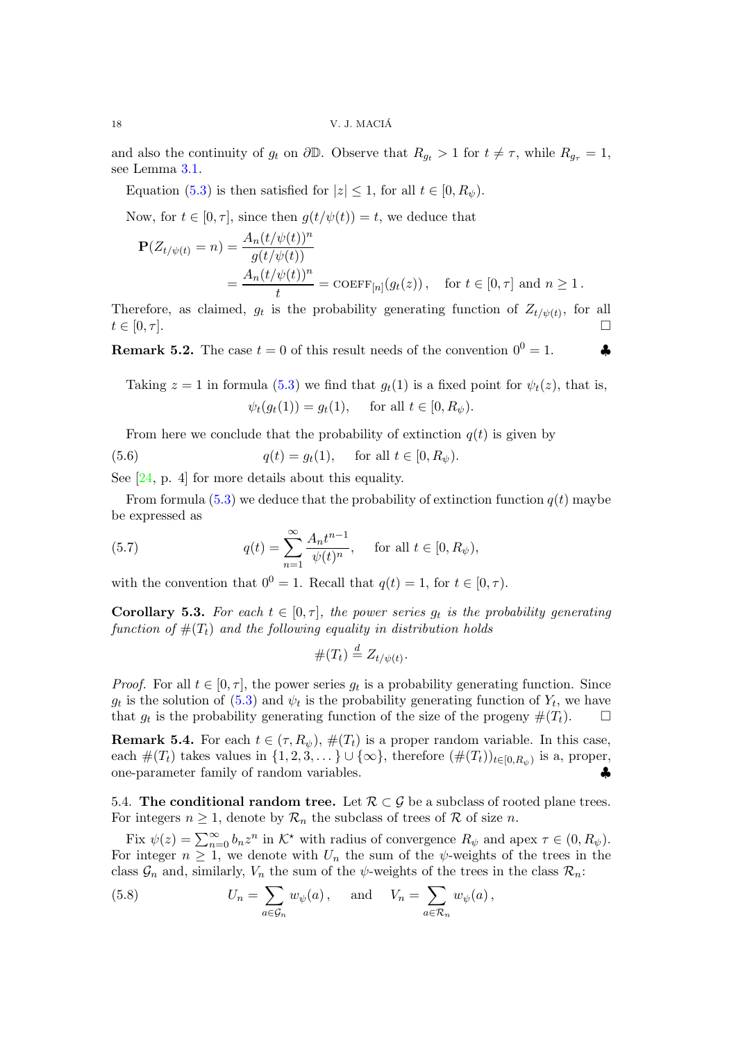and also the continuity of $g_t$ on $\partial\mathbb{D}$. Observe that $R_{g_t} > 1$ for $t \neq \tau$, while $R_{g_\tau} = 1$, see Lemma 3.1.

Equation (5.3) is then satisfied for $|z| \leq 1$, for all $t \in [0, R_\psi)$.

Now, for $t \in [0, \tau]$, since then $g(t/\psi(t)) = t$, we deduce that

$$
\begin{aligned}
\mathbf{P}(Z_{t/\psi(t)} = n) &= \frac{A_n (t/\psi(t))^n}{g(t/\psi(t))} \\
&= \frac{A_n (t/\psi(t))^n}{t} = \text{COEFF}_{[n]}(g_t(z)), \quad \text{for } t \in [0, \tau] \text{ and } n \geq 1\,.
\end{aligned}
$$

Therefore, as claimed, $g_t$ is the probability generating function of $Z_{t/\psi(t)}$, for all $t \in [0, \tau]$. □

**Remark 5.2.** The case $t = 0$ of this result needs of the convention $0^0 = 1$. ♣

Taking $z = 1$ in formula (5.3) we find that $g_t(1)$ is a fixed point for $\psi_t(z)$, that is,

$$
\psi_t(g_t(1)) = g_t(1), \quad \text{for all } t \in [0, R_\psi).
$$

From here we conclude that the probability of extinction $q(t)$ is given by

$$
q(t) = g_t(1), \quad \text{for all } t \in [0, R_\psi). \tag{5.6}
$$

See [24, p. 4] for more details about this equality.

From formula (5.3) we deduce that the probability of extinction function $q(t)$ maybe be expressed as

$$
q(t) = \sum_{n=1}^{\infty} \frac{A_n t^{n-1}}{\psi(t)^n}, \quad \text{for all } t \in [0, R_\psi), \tag{5.7}
$$

with the convention that $0^0 = 1$. Recall that $q(t) = 1$, for $t \in [0, \tau)$.

**Corollary 5.3.** *For each $t \in [0, \tau]$, the power series $g_t$ is the probability generating function of $\#(T_t)$ and the following equality in distribution holds*

$$
\#(T_t) \stackrel{d}{=} Z_{t/\psi(t)}.
$$

*Proof.* For all $t \in [0, \tau]$, the power series $g_t$ is a probability generating function. Since $g_t$ is the solution of (5.3) and $\psi_t$ is the probability generating function of $Y_t$, we have that $g_t$ is the probability generating function of the size of the progeny $\#(T_t)$. □

**Remark 5.4.** For each $t \in (\tau, R_\psi)$, $\#(T_t)$ is a proper random variable. In this case, each $\#(T_t)$ takes values in $\{1, 2, 3, \dots\} \cup \{\infty\}$, therefore $(\#(T_t))_{t \in [0, R_\psi)}$ is a, proper, one-parameter family of random variables. ♣

5.4. **The conditional random tree.** Let $\mathcal{R} \subset \mathcal{G}$ be a subclass of rooted plane trees. For integers $n \geq 1$, denote by $\mathcal{R}_n$ the subclass of trees of $\mathcal{R}$ of size $n$.

Fix $\psi(z) = \sum_{n=0}^{\infty} b_n z^n$ in $\mathcal{K}^\star$ with radius of convergence $R_\psi$ and apex $\tau \in (0, R_\psi)$. For integer $n \geq 1$, we denote with $U_n$ the sum of the $\psi$-weights of the trees in the class $\mathcal{G}_n$ and, similarly, $V_n$ the sum of the $\psi$-weights of the trees in the class $\mathcal{R}_n$:

$$
U_n = \sum_{a \in \mathcal{G}_n} w_\psi(a)\,, \quad \text{and} \quad V_n = \sum_{a \in \mathcal{R}_n} w_\psi(a)\,, \tag{5.8}
$$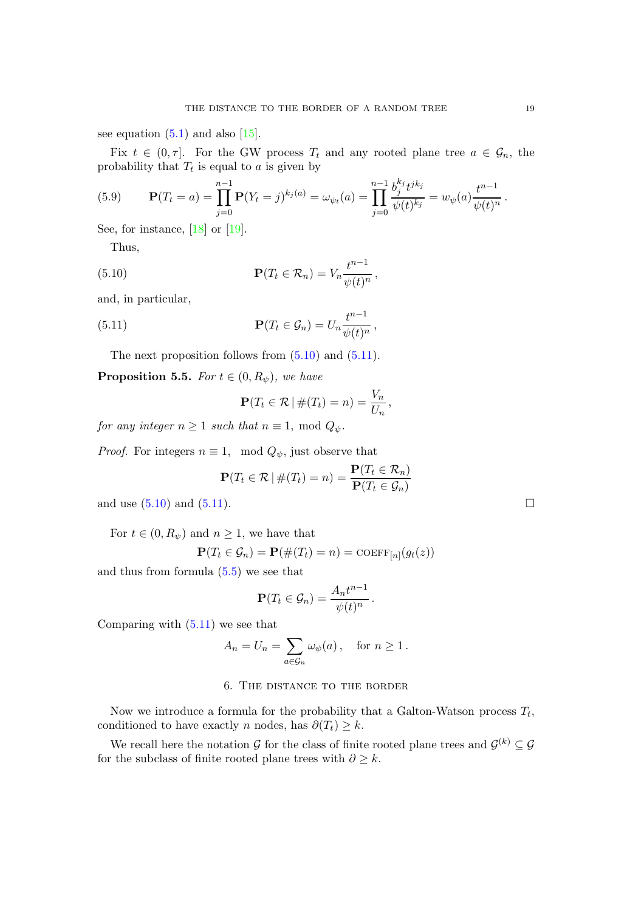see equation (5.1) and also [15].

Fix $t \in (0, \tau]$. For the GW process $T_t$ and any rooted plane tree $a \in \mathcal{G}_n$, the probability that $T_t$ is equal to $a$ is given by

$$\mathbf{P}(T_t = a) = \prod_{j=0}^{n-1} \mathbf{P}(Y_t = j)^{k_j(a)} = \omega_{\psi_t}(a) = \prod_{j=0}^{n-1} \frac{b_j^{k_j} t^{j k_j}}{\psi(t)^{k_j}} = w_\psi(a) \frac{t^{n-1}}{\psi(t)^n} \,. \tag{5.9}$$

See, for instance, [18] or [19].

Thus,

$$\mathbf{P}(T_t \in \mathcal{R}_n) = V_n \frac{t^{n-1}}{\psi(t)^n} \,, \tag{5.10}$$

and, in particular,

$$\mathbf{P}(T_t \in \mathcal{G}_n) = U_n \frac{t^{n-1}}{\psi(t)^n} \,, \tag{5.11}$$

The next proposition follows from (5.10) and (5.11).

**Proposition 5.5.** *For $t \in (0, R_\psi)$, we have*

$$\mathbf{P}(T_t \in \mathcal{R} \,|\, \#(T_t) = n) = \frac{V_n}{U_n} \,,$$

*for any integer $n \geq 1$ such that $n \equiv 1$, mod $Q_\psi$.*

*Proof.* For integers $n \equiv 1$, mod $Q_\psi$, just observe that

$$\mathbf{P}(T_t \in \mathcal{R} \,|\, \#(T_t) = n) = \frac{\mathbf{P}(T_t \in \mathcal{R}_n)}{\mathbf{P}(T_t \in \mathcal{G}_n)}$$

and use (5.10) and (5.11). $\square$

For $t \in (0, R_\psi)$ and $n \geq 1$, we have that

$$\mathbf{P}(T_t \in \mathcal{G}_n) = \mathbf{P}(\#(T_t) = n) = \text{COEFF}_{[n]}(g_t(z))$$

and thus from formula (5.5) we see that

$$\mathbf{P}(T_t \in \mathcal{G}_n) = \frac{A_n t^{n-1}}{\psi(t)^n} \,.$$

Comparing with (5.11) we see that

$$A_n = U_n = \sum_{a \in \mathcal{G}_n} \omega_\psi(a) \,, \quad \text{for } n \geq 1 \,.$$

## 6. The distance to the border

Now we introduce a formula for the probability that a Galton-Watson process $T_t$, conditioned to have exactly $n$ nodes, has $\partial(T_t) \geq k$.

We recall here the notation $\mathcal{G}$ for the class of finite rooted plane trees and $\mathcal{G}^{(k)} \subseteq \mathcal{G}$ for the subclass of finite rooted plane trees with $\partial \geq k$.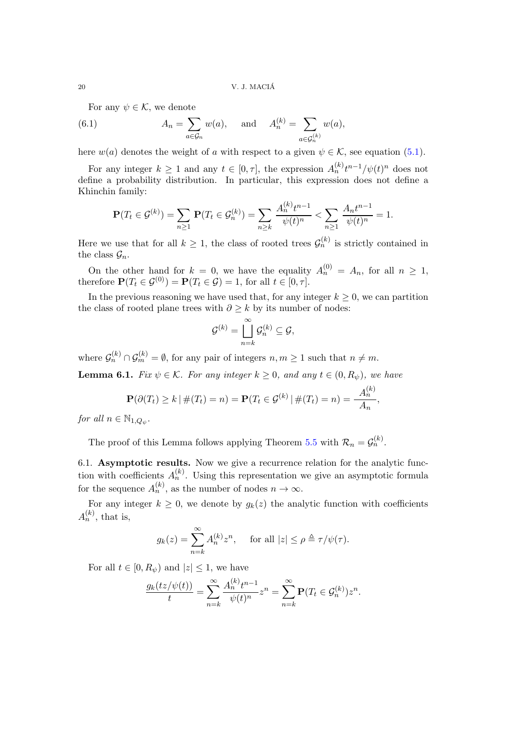For any $\psi \in \mathcal{K}$, we denote

$$A_n = \sum_{a \in \mathcal{G}_n} w(a), \quad \text{and} \quad A_n^{(k)} = \sum_{a \in \mathcal{G}_n^{(k)}} w(a), \tag{6.1}$$

here $w(a)$ denotes the weight of $a$ with respect to a given $\psi \in \mathcal{K}$, see equation (5.1).

For any integer $k \geq 1$ and any $t \in [0, \tau]$, the expression $A_n^{(k)} t^{n-1}/\psi(t)^n$ does not define a probability distribution. In particular, this expression does not define a Khinchin family:

$$\mathbf{P}(T_t \in \mathcal{G}^{(k)}) = \sum_{n \geq 1} \mathbf{P}(T_t \in \mathcal{G}_n^{(k)}) = \sum_{n \geq k} \frac{A_n^{(k)} t^{n-1}}{\psi(t)^n} < \sum_{n \geq 1} \frac{A_n t^{n-1}}{\psi(t)^n} = 1.$$

Here we use that for all $k \geq 1$, the class of rooted trees $\mathcal{G}_n^{(k)}$ is strictly contained in the class $\mathcal{G}_n$.

On the other hand for $k = 0$, we have the equality $A_n^{(0)} = A_n$, for all $n \geq 1$, therefore $\mathbf{P}(T_t \in \mathcal{G}^{(0)}) = \mathbf{P}(T_t \in \mathcal{G}) = 1$, for all $t \in [0, \tau]$.

In the previous reasoning we have used that, for any integer $k \geq 0$, we can partition the class of rooted plane trees with $\partial \geq k$ by its number of nodes:

$$\mathcal{G}^{(k)} = \bigsqcup_{n=k}^{\infty} \mathcal{G}_n^{(k)} \subseteq \mathcal{G},$$

where $\mathcal{G}_n^{(k)} \cap \mathcal{G}_m^{(k)} = \emptyset$, for any pair of integers $n, m \geq 1$ such that $n \neq m$.

**Lemma 6.1.** *Fix $\psi \in \mathcal{K}$. For any integer $k \geq 0$, and any $t \in (0, R_\psi)$, we have*

$$\mathbf{P}(\partial(T_t) \geq k \,|\, \#(T_t) = n) = \mathbf{P}(T_t \in \mathcal{G}^{(k)} \,|\, \#(T_t) = n) = \frac{A_n^{(k)}}{A_n},$$

*for all $n \in \mathbb{N}_{1,Q_\psi}$.*

The proof of this Lemma follows applying Theorem 5.5 with $\mathcal{R}_n = \mathcal{G}_n^{(k)}$.

6.1. **Asymptotic results.** Now we give a recurrence relation for the analytic function with coefficients $A_n^{(k)}$. Using this representation we give an asymptotic formula for the sequence $A_n^{(k)}$, as the number of nodes $n \to \infty$.

For any integer $k \geq 0$, we denote by $g_k(z)$ the analytic function with coefficients $A_n^{(k)}$, that is,

$$g_k(z) = \sum_{n=k}^{\infty} A_n^{(k)} z^n, \quad \text{for all } |z| \leq \rho \triangleq \tau/\psi(\tau).$$

For all $t \in [0, R_\psi)$ and $|z| \leq 1$, we have

$$\frac{g_k(tz/\psi(t))}{t} = \sum_{n=k}^{\infty} \frac{A_n^{(k)} t^{n-1}}{\psi(t)^n} z^n = \sum_{n=k}^{\infty} \mathbf{P}(T_t \in \mathcal{G}_n^{(k)}) z^n.$$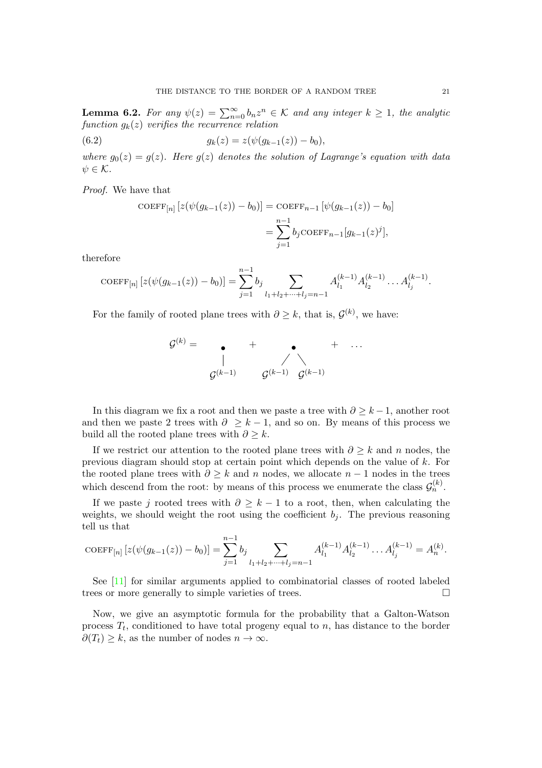**Lemma 6.2.** *For any $\psi(z) = \sum_{n=0}^{\infty} b_n z^n \in \mathcal{K}$ and any integer $k \geq 1$, the analytic function $g_k(z)$ verifies the recurrence relation*

$$g_k(z) = z(\psi(g_{k-1}(z)) - b_0), \tag{6.2}$$

*where $g_0(z) = g(z)$. Here $g(z)$ denotes the solution of Lagrange's equation with data $\psi \in \mathcal{K}$.*

*Proof.* We have that

$$\begin{aligned}
\text{COEFF}_{[n]}\left[z(\psi(g_{k-1}(z)) - b_0)\right] &= \text{COEFF}_{n-1}\left[\psi(g_{k-1}(z)) - b_0\right] \\
&= \sum_{j=1}^{n-1} b_j \text{COEFF}_{n-1}[g_{k-1}(z)^j],
\end{aligned}$$

therefore

$$\text{COEFF}_{[n]}\left[z(\psi(g_{k-1}(z)) - b_0)\right] = \sum_{j=1}^{n-1} b_j \sum_{l_1+l_2+\cdots+l_j=n-1} A_{l_1}^{(k-1)} A_{l_2}^{(k-1)} \ldots A_{l_j}^{(k-1)}.$$

For the family of rooted plane trees with $\partial \geq k$, that is, $\mathcal{G}^{(k)}$, we have:

$$\mathcal{G}^{(k)} = \begin{array}{c}\bullet \\ | \\ \mathcal{G}^{(k-1)}\end{array} \quad + \quad \begin{array}{c}\bullet \\ / \quad \backslash \\ \mathcal{G}^{(k-1)} \quad \mathcal{G}^{(k-1)}\end{array} \quad + \quad \ldots$$

In this diagram we fix a root and then we paste a tree with $\partial \geq k-1$, another root and then we paste 2 trees with $\partial \geq k-1$, and so on. By means of this process we build all the rooted plane trees with $\partial \geq k$.

If we restrict our attention to the rooted plane trees with $\partial \geq k$ and $n$ nodes, the previous diagram should stop at certain point which depends on the value of $k$. For the rooted plane trees with $\partial \geq k$ and $n$ nodes, we allocate $n-1$ nodes in the trees which descend from the root: by means of this process we enumerate the class $\mathcal{G}_n^{(k)}$.

If we paste $j$ rooted trees with $\partial \geq k-1$ to a root, then, when calculating the weights, we should weight the root using the coefficient $b_j$. The previous reasoning tell us that

$$\text{COEFF}_{[n]}\left[z(\psi(g_{k-1}(z)) - b_0)\right] = \sum_{j=1}^{n-1} b_j \sum_{l_1+l_2+\cdots+l_j=n-1} A_{l_1}^{(k-1)} A_{l_2}^{(k-1)} \ldots A_{l_j}^{(k-1)} = A_n^{(k)}.$$

See [11] for similar arguments applied to combinatorial classes of rooted labeled trees or more generally to simple varieties of trees. □

Now, we give an asymptotic formula for the probability that a Galton-Watson process $T_t$, conditioned to have total progeny equal to $n$, has distance to the border $\partial(T_t) \geq k$, as the number of nodes $n \to \infty$.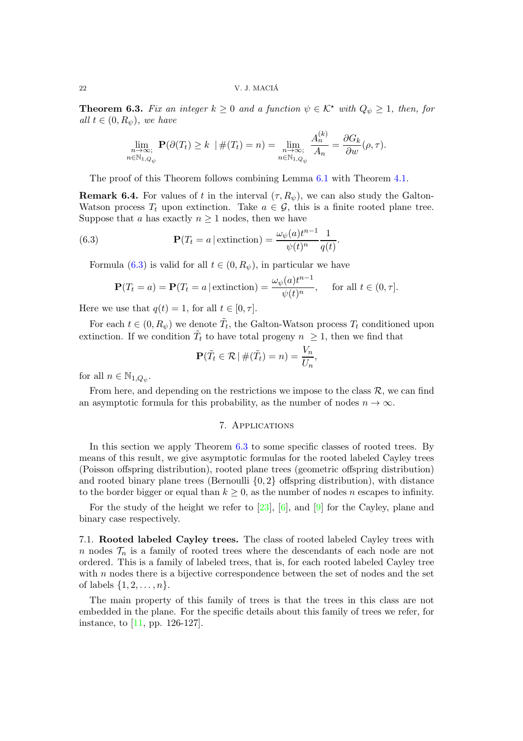**Theorem 6.3.** *Fix an integer $k \geq 0$ and a function $\psi \in \mathcal{K}^\star$ with $Q_\psi \geq 1$, then, for all $t \in (0, R_\psi)$, we have*

$$\lim_{\substack{n\to\infty;\\ n\in\mathbb{N}_{1,Q_\psi}}} \mathbf{P}(\partial(T_t) \geq k \ | \#(T_t) = n) = \lim_{\substack{n\to\infty;\\ n\in\mathbb{N}_{1,Q_\psi}}} \frac{A_n^{(k)}}{A_n} = \frac{\partial G_k}{\partial w}(\rho, \tau).$$

The proof of this Theorem follows combining Lemma 6.1 with Theorem 4.1.

**Remark 6.4.** For values of $t$ in the interval $(\tau, R_\psi)$, we can also study the Galton-Watson process $T_t$ upon extinction. Take $a \in \mathcal{G}$, this is a finite rooted plane tree. Suppose that $a$ has exactly $n \geq 1$ nodes, then we have

$$\mathbf{P}(T_t = a \,|\, \text{extinction}) = \frac{\omega_\psi(a) t^{n-1}}{\psi(t)^n} \frac{1}{q(t)}. \tag{6.3}$$

Formula (6.3) is valid for all $t \in (0, R_\psi)$, in particular we have

$$\mathbf{P}(T_t = a) = \mathbf{P}(T_t = a \,|\, \text{extinction}) = \frac{\omega_\psi(a) t^{n-1}}{\psi(t)^n}, \quad \text{ for all } t \in (0, \tau].$$

Here we use that $q(t) = 1$, for all $t \in [0, \tau]$.

For each $t \in (0, R_\psi)$ we denote $\tilde{T}_t$, the Galton-Watson process $T_t$ conditioned upon extinction. If we condition $\tilde{T}_t$ to have total progeny $n \ \geq 1$, then we find that

$$\mathbf{P}(\tilde{T}_t \in \mathcal{R} \,|\, \#(\tilde{T}_t) = n) = \frac{V_n}{U_n},$$

for all $n \in \mathbb{N}_{1,Q_\psi}$.

From here, and depending on the restrictions we impose to the class $\mathcal{R}$, we can find an asymptotic formula for this probability, as the number of nodes $n \to \infty$.

## 7. Applications

In this section we apply Theorem 6.3 to some specific classes of rooted trees. By means of this result, we give asymptotic formulas for the rooted labeled Cayley trees (Poisson offspring distribution), rooted plane trees (geometric offspring distribution) and rooted binary plane trees (Bernoulli $\{0, 2\}$ offspring distribution), with distance to the border bigger or equal than $k \geq 0$, as the number of nodes $n$ escapes to infinity.

For the study of the height we refer to [23], [6], and [9] for the Cayley, plane and binary case respectively.

7.1. **Rooted labeled Cayley trees.** The class of rooted labeled Cayley trees with $n$ nodes $\mathcal{T}_n$ is a family of rooted trees where the descendants of each node are not ordered. This is a family of labeled trees, that is, for each rooted labeled Cayley tree with $n$ nodes there is a bijective correspondence between the set of nodes and the set of labels $\{1, 2, \ldots, n\}$.

The main property of this family of trees is that the trees in this class are not embedded in the plane. For the specific details about this family of trees we refer, for instance, to [11, pp. 126-127].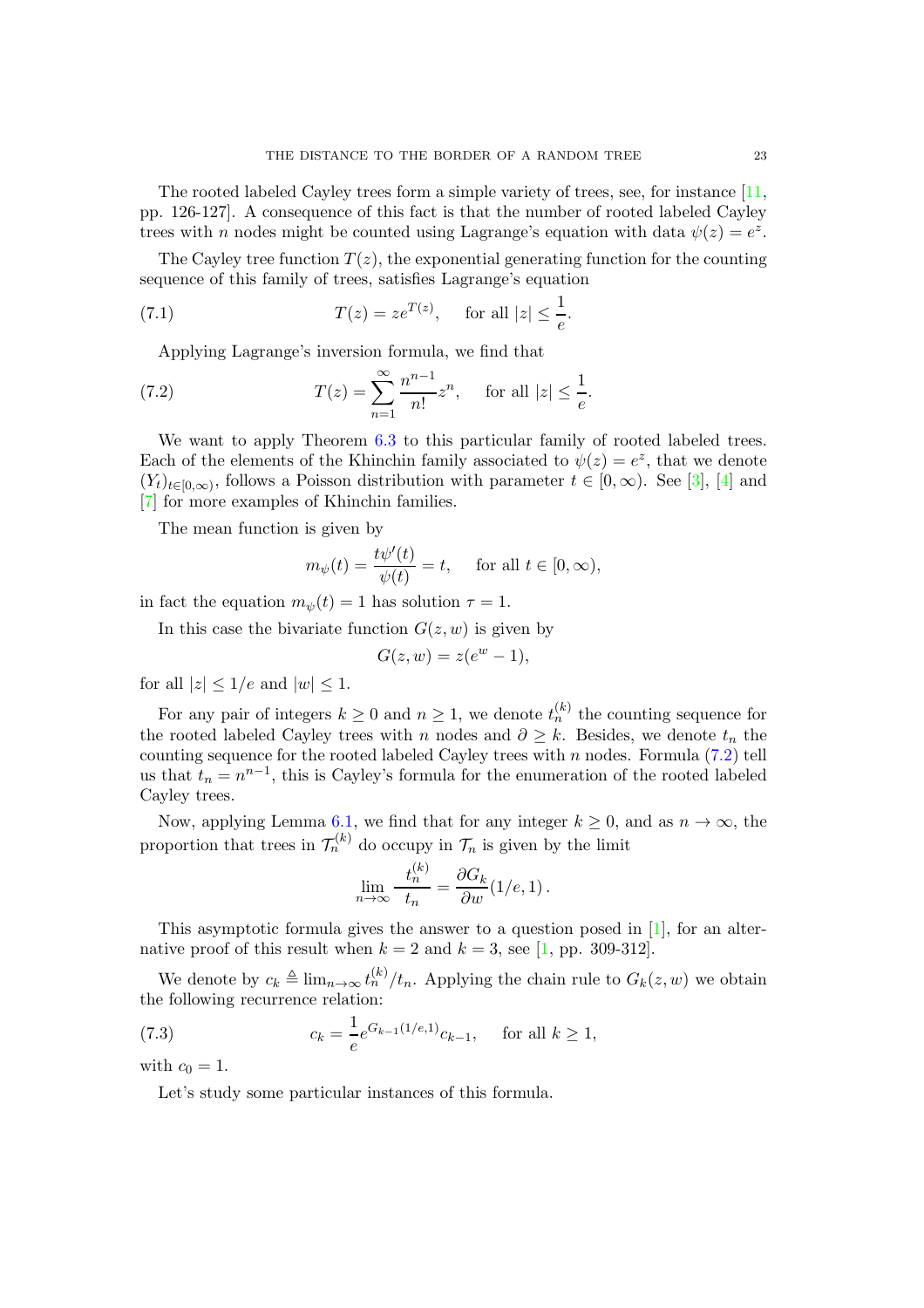The rooted labeled Cayley trees form a simple variety of trees, see, for instance [11, pp. 126-127]. A consequence of this fact is that the number of rooted labeled Cayley trees with $n$ nodes might be counted using Lagrange's equation with data $\psi(z) = e^z$.

The Cayley tree function $T(z)$, the exponential generating function for the counting sequence of this family of trees, satisfies Lagrange's equation

$$T(z) = z e^{T(z)}, \quad \text{for all } |z| \leq \frac{1}{e}. \tag{7.1}$$

Applying Lagrange's inversion formula, we find that

$$T(z) = \sum_{n=1}^{\infty} \frac{n^{n-1}}{n!} z^n, \quad \text{for all } |z| \leq \frac{1}{e}. \tag{7.2}$$

We want to apply Theorem 6.3 to this particular family of rooted labeled trees. Each of the elements of the Khinchin family associated to $\psi(z) = e^z$, that we denote $(Y_t)_{t\in[0,\infty)}$, follows a Poisson distribution with parameter $t \in [0, \infty)$. See [3], [4] and [7] for more examples of Khinchin families.

The mean function is given by

$$m_\psi(t) = \frac{t\psi'(t)}{\psi(t)} = t, \quad \text{for all } t \in [0, \infty),$$

in fact the equation $m_\psi(t) = 1$ has solution $\tau = 1$.

In this case the bivariate function $G(z, w)$ is given by

$$G(z, w) = z(e^w - 1),$$

for all $|z| \leq 1/e$ and $|w| \leq 1$.

For any pair of integers $k \geq 0$ and $n \geq 1$, we denote $t_n^{(k)}$ the counting sequence for the rooted labeled Cayley trees with $n$ nodes and $\partial \geq k$. Besides, we denote $t_n$ the counting sequence for the rooted labeled Cayley trees with $n$ nodes. Formula (7.2) tell us that $t_n = n^{n-1}$, this is Cayley's formula for the enumeration of the rooted labeled Cayley trees.

Now, applying Lemma 6.1, we find that for any integer $k \geq 0$, and as $n \to \infty$, the proportion that trees in $\mathcal{T}_n^{(k)}$ do occupy in $\mathcal{T}_n$ is given by the limit

$$\lim_{n\to\infty} \frac{t_n^{(k)}}{t_n} = \frac{\partial G_k}{\partial w}(1/e, 1).$$

This asymptotic formula gives the answer to a question posed in [1], for an alternative proof of this result when $k = 2$ and $k = 3$, see [1, pp. 309-312].

We denote by $c_k \triangleq \lim_{n\to\infty} t_n^{(k)}/t_n$. Applying the chain rule to $G_k(z, w)$ we obtain the following recurrence relation:

$$c_k = \frac{1}{e} e^{G_{k-1}(1/e,1)} c_{k-1}, \quad \text{for all } k \geq 1, \tag{7.3}$$

with $c_0 = 1$.

Let's study some particular instances of this formula.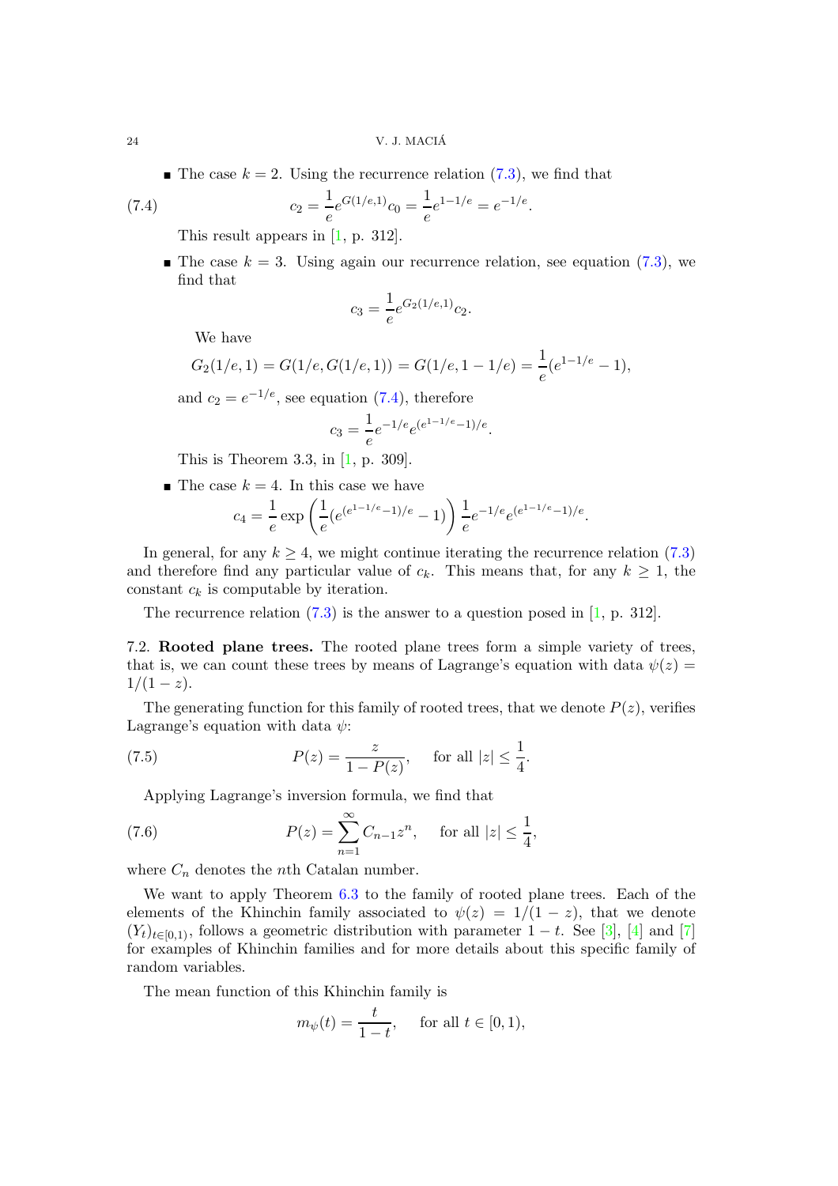- The case $k = 2$. Using the recurrence relation (7.3), we find that

$$c_2 = \frac{1}{e} e^{G(1/e,1)} c_0 = \frac{1}{e} e^{1-1/e} = e^{-1/e}. \tag{7.4}$$

  This result appears in [1, p. 312].

- The case $k = 3$. Using again our recurrence relation, see equation (7.3), we find that

$$c_3 = \frac{1}{e} e^{G_2(1/e,1)} c_2.$$

  We have

$$G_2(1/e, 1) = G(1/e, G(1/e, 1)) = G(1/e, 1 - 1/e) = \frac{1}{e}(e^{1-1/e} - 1),$$

  and $c_2 = e^{-1/e}$, see equation (7.4), therefore

$$c_3 = \frac{1}{e} e^{-1/e} e^{(e^{1-1/e}-1)/e}.$$

  This is Theorem 3.3, in [1, p. 309].

- The case $k = 4$. In this case we have

$$c_4 = \frac{1}{e} \exp\left(\frac{1}{e}(e^{(e^{1-1/e}-1)/e} - 1)\right) \frac{1}{e} e^{-1/e} e^{(e^{1-1/e}-1)/e}.$$

In general, for any $k \geq 4$, we might continue iterating the recurrence relation (7.3) and therefore find any particular value of $c_k$. This means that, for any $k \geq 1$, the constant $c_k$ is computable by iteration.

The recurrence relation (7.3) is the answer to a question posed in [1, p. 312].

7.2. **Rooted plane trees.** The rooted plane trees form a simple variety of trees, that is, we can count these trees by means of Lagrange's equation with data $\psi(z) = 1/(1-z)$.

The generating function for this family of rooted trees, that we denote $P(z)$, verifies Lagrange's equation with data $\psi$:

$$P(z) = \frac{z}{1 - P(z)}, \quad \text{for all } |z| \leq \frac{1}{4}. \tag{7.5}$$

Applying Lagrange's inversion formula, we find that

$$P(z) = \sum_{n=1}^{\infty} C_{n-1} z^n, \quad \text{for all } |z| \leq \frac{1}{4}, \tag{7.6}$$

where $C_n$ denotes the $n$th Catalan number.

We want to apply Theorem 6.3 to the family of rooted plane trees. Each of the elements of the Khinchin family associated to $\psi(z) = 1/(1-z)$, that we denote $(Y_t)_{t\in[0,1)}$, follows a geometric distribution with parameter $1-t$. See [3], [4] and [7] for examples of Khinchin families and for more details about this specific family of random variables.

The mean function of this Khinchin family is

$$m_\psi(t) = \frac{t}{1-t}, \quad \text{for all } t \in [0, 1),$$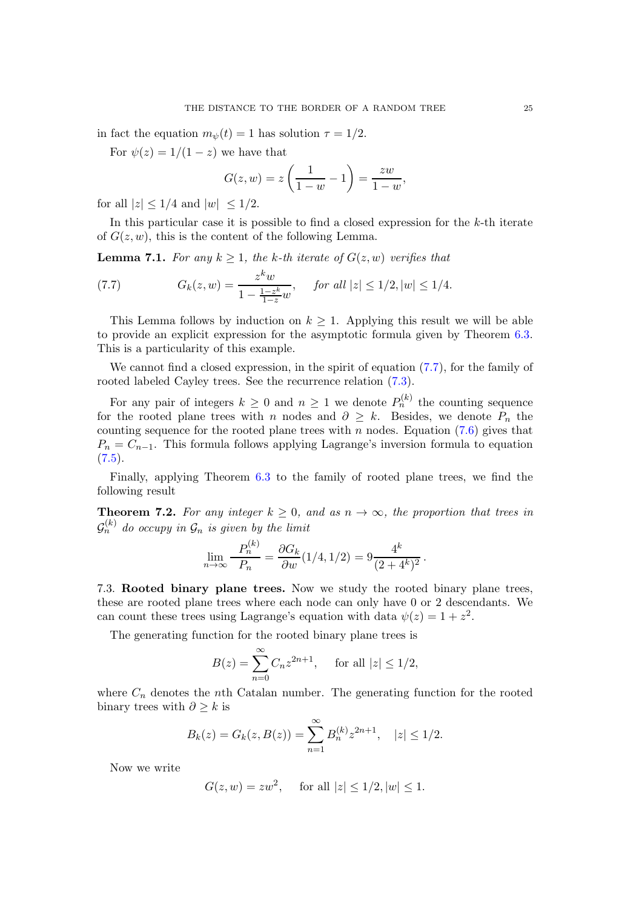in fact the equation $m_\psi(t) = 1$ has solution $\tau = 1/2$.

For $\psi(z) = 1/(1-z)$ we have that

$$G(z, w) = z\left(\frac{1}{1-w} - 1\right) = \frac{zw}{1-w},$$

for all $|z| \leq 1/4$ and $|w| \leq 1/2$.

In this particular case it is possible to find a closed expression for the $k$-th iterate of $G(z, w)$, this is the content of the following Lemma.

**Lemma 7.1.** *For any $k \geq 1$, the $k$-th iterate of $G(z, w)$ verifies that*

$$G_k(z, w) = \frac{z^k w}{1 - \frac{1-z^k}{1-z} w}, \quad \text{for all } |z| \leq 1/2, |w| \leq 1/4. \tag{7.7}$$

This Lemma follows by induction on $k \geq 1$. Applying this result we will be able to provide an explicit expression for the asymptotic formula given by Theorem 6.3. This is a particularity of this example.

We cannot find a closed expression, in the spirit of equation (7.7), for the family of rooted labeled Cayley trees. See the recurrence relation (7.3).

For any pair of integers $k \geq 0$ and $n \geq 1$ we denote $P_n^{(k)}$ the counting sequence for the rooted plane trees with $n$ nodes and $\partial \geq k$. Besides, we denote $P_n$ the counting sequence for the rooted plane trees with $n$ nodes. Equation (7.6) gives that $P_n = C_{n-1}$. This formula follows applying Lagrange's inversion formula to equation (7.5).

Finally, applying Theorem 6.3 to the family of rooted plane trees, we find the following result

**Theorem 7.2.** *For any integer $k \geq 0$, and as $n \to \infty$, the proportion that trees in $\mathcal{G}_n^{(k)}$ do occupy in $\mathcal{G}_n$ is given by the limit*

$$\lim_{n\to\infty} \frac{P_n^{(k)}}{P_n} = \frac{\partial G_k}{\partial w}(1/4, 1/2) = 9\frac{4^k}{(2+4^k)^2}.$$

7.3. **Rooted binary plane trees.** Now we study the rooted binary plane trees, these are rooted plane trees where each node can only have 0 or 2 descendants. We can count these trees using Lagrange's equation with data $\psi(z) = 1 + z^2$.

The generating function for the rooted binary plane trees is

$$B(z) = \sum_{n=0}^{\infty} C_n z^{2n+1}, \quad \text{for all } |z| \leq 1/2,$$

where $C_n$ denotes the $n$th Catalan number. The generating function for the rooted binary trees with $\partial \geq k$ is

$$B_k(z) = G_k(z, B(z)) = \sum_{n=1}^{\infty} B_n^{(k)} z^{2n+1}, \quad |z| \leq 1/2.$$

Now we write

$$G(z, w) = zw^2, \quad \text{for all } |z| \leq 1/2, |w| \leq 1.$$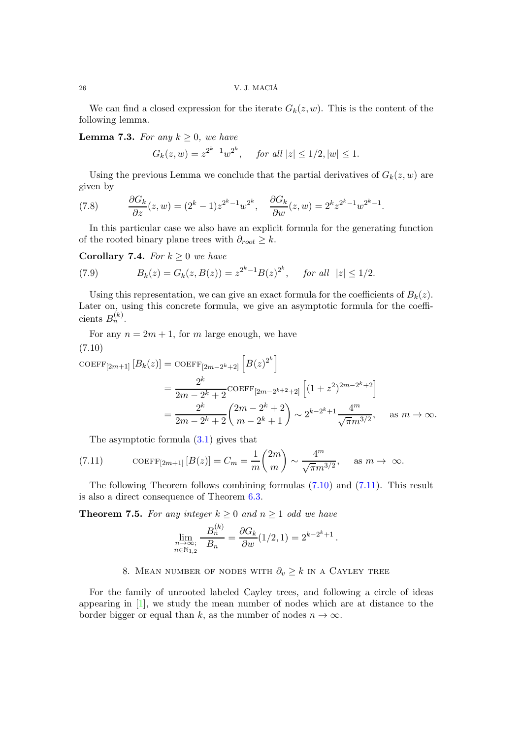We can find a closed expression for the iterate $G_k(z, w)$. This is the content of the following lemma.

**Lemma 7.3.** *For any $k \geq 0$, we have*

$$G_k(z, w) = z^{2^k - 1} w^{2^k}, \quad \textit{for all } |z| \leq 1/2, |w| \leq 1.$$

Using the previous Lemma we conclude that the partial derivatives of $G_k(z, w)$ are given by

$$\frac{\partial G_k}{\partial z}(z, w) = (2^k - 1) z^{2^k - 1} w^{2^k}, \quad \frac{\partial G_k}{\partial w}(z, w) = 2^k z^{2^k - 1} w^{2^k - 1}. \tag{7.8}$$

In this particular case we also have an explicit formula for the generating function of the rooted binary plane trees with $\partial_{root} \geq k$.

**Corollary 7.4.** *For $k \geq 0$ we have*

$$B_k(z) = G_k(z, B(z)) = z^{2^k - 1} B(z)^{2^k}, \quad \textit{for all } \ |z| \leq 1/2. \tag{7.9}$$

Using this representation, we can give an exact formula for the coefficients of $B_k(z)$. Later on, using this concrete formula, we give an asymptotic formula for the coefficients $B_n^{(k)}$.

For any $n = 2m + 1$, for $m$ large enough, we have

(7.10)

$$\begin{aligned}
\text{COEFF}_{[2m+1]} \left[ B_k(z) \right] &= \text{COEFF}_{[2m - 2^k + 2]} \left[ B(z)^{2^k} \right] \\
&= \frac{2^k}{2m - 2^k + 2} \text{COEFF}_{[2m - 2^{k+2} + 2]} \left[ (1 + z^2)^{2m - 2^k + 2} \right] \\
&= \frac{2^k}{2m - 2^k + 2} \binom{2m - 2^k + 2}{m - 2^k + 1} \sim 2^{k - 2^k + 1} \frac{4^m}{\sqrt{\pi} m^{3/2}}, \quad \text{as } m \to \infty.
\end{aligned}$$

The asymptotic formula (3.1) gives that

$$\text{COEFF}_{[2m+1]} \left[ B(z) \right] = C_m = \frac{1}{m} \binom{2m}{m} \sim \frac{4^m}{\sqrt{\pi} m^{3/2}}, \quad \text{as } m \to \ \infty. \tag{7.11}$$

The following Theorem follows combining formulas (7.10) and (7.11). This result is also a direct consequence of Theorem 6.3.

**Theorem 7.5.** *For any integer $k \geq 0$ and $n \geq 1$ odd we have*

$$\lim_{\substack{n \to \infty; \\ n \in \mathbb{N}_{1,2}}} \frac{B_n^{(k)}}{B_n} = \frac{\partial G_k}{\partial w}(1/2, 1) = 2^{k - 2^k + 1}.$$

## 8. Mean number of nodes with $\partial_v \geq k$ in a Cayley tree

For the family of unrooted labeled Cayley trees, and following a circle of ideas appearing in [1], we study the mean number of nodes which are at distance to the border bigger or equal than $k$, as the number of nodes $n \to \infty$.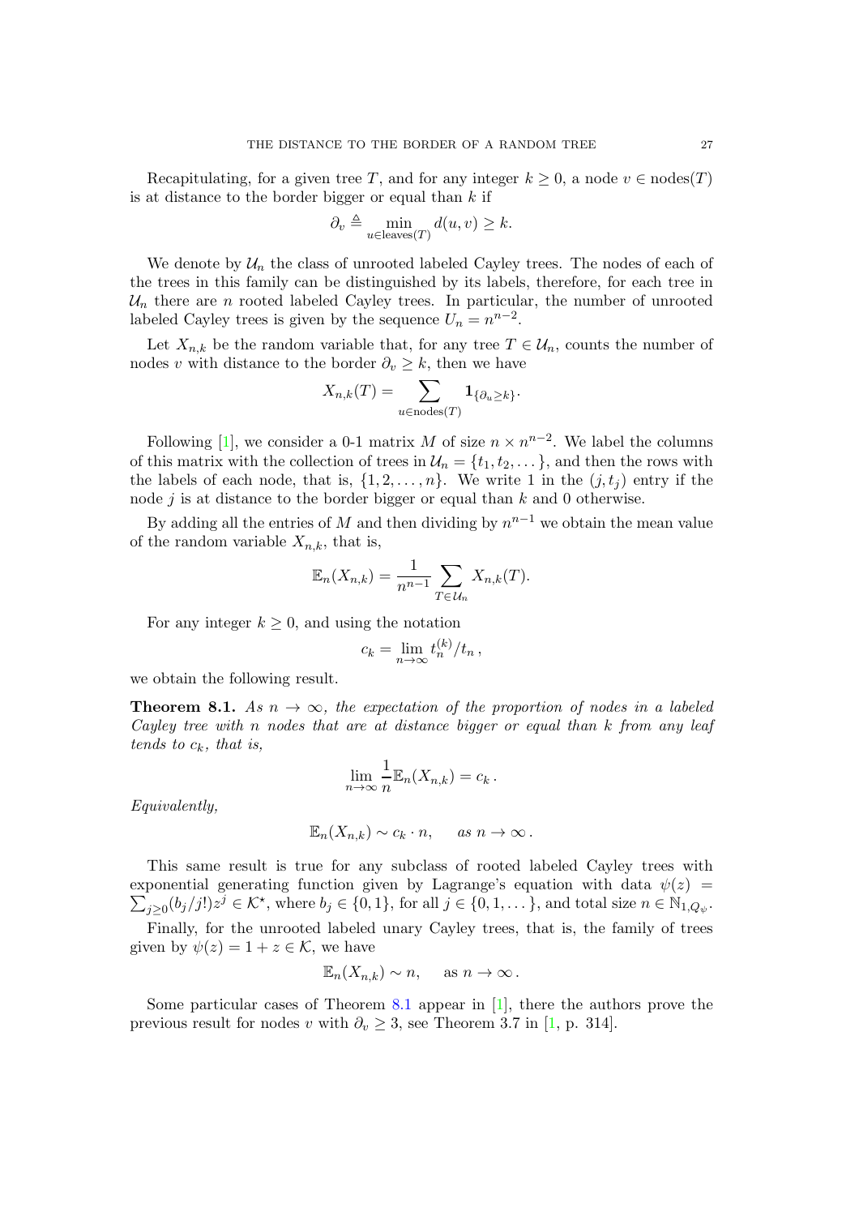Recapitulating, for a given tree $T$, and for any integer $k \geq 0$, a node $v \in \text{nodes}(T)$ is at distance to the border bigger or equal than $k$ if

$$\partial_v \triangleq \min_{u \in \text{leaves}(T)} d(u, v) \geq k.$$

We denote by $\mathcal{U}_n$ the class of unrooted labeled Cayley trees. The nodes of each of the trees in this family can be distinguished by its labels, therefore, for each tree in $\mathcal{U}_n$ there are $n$ rooted labeled Cayley trees. In particular, the number of unrooted labeled Cayley trees is given by the sequence $U_n = n^{n-2}$.

Let $X_{n,k}$ be the random variable that, for any tree $T \in \mathcal{U}_n$, counts the number of nodes $v$ with distance to the border $\partial_v \geq k$, then we have

$$X_{n,k}(T) = \sum_{u \in \text{nodes}(T)} \mathbf{1}_{\{\partial_u \geq k\}}.$$

Following [1], we consider a 0-1 matrix $M$ of size $n \times n^{n-2}$. We label the columns of this matrix with the collection of trees in $\mathcal{U}_n = \{t_1, t_2, \dots\}$, and then the rows with the labels of each node, that is, $\{1, 2, \dots, n\}$. We write 1 in the $(j, t_j)$ entry if the node $j$ is at distance to the border bigger or equal than $k$ and 0 otherwise.

By adding all the entries of $M$ and then dividing by $n^{n-1}$ we obtain the mean value of the random variable $X_{n,k}$, that is,

$$\mathbb{E}_n(X_{n,k}) = \frac{1}{n^{n-1}} \sum_{T \in \mathcal{U}_n} X_{n,k}(T).$$

For any integer $k \geq 0$, and using the notation

$$c_k = \lim_{n \to \infty} t_n^{(k)} / t_n\,,$$

we obtain the following result.

**Theorem 8.1.** *As $n \to \infty$, the expectation of the proportion of nodes in a labeled Cayley tree with $n$ nodes that are at distance bigger or equal than $k$ from any leaf tends to $c_k$, that is,*

$$\lim_{n \to \infty} \frac{1}{n} \mathbb{E}_n(X_{n,k}) = c_k\,.$$

*Equivalently,*

$$\mathbb{E}_n(X_{n,k}) \sim c_k \cdot n, \qquad \text{as } n \to \infty\,.$$

This same result is true for any subclass of rooted labeled Cayley trees with exponential generating function given by Lagrange's equation with data $\psi(z) = \sum_{j \geq 0} (b_j/j!) z^j \in \mathcal{K}^\star$, where $b_j \in \{0, 1\}$, for all $j \in \{0, 1, \dots\}$, and total size $n \in \mathbb{N}_{1,Q_\psi}$.

Finally, for the unrooted labeled unary Cayley trees, that is, the family of trees given by $\psi(z) = 1 + z \in \mathcal{K}$, we have

$$\mathbb{E}_n(X_{n,k}) \sim n, \qquad \text{as } n \to \infty\,.$$

Some particular cases of Theorem 8.1 appear in [1], there the authors prove the previous result for nodes $v$ with $\partial_v \geq 3$, see Theorem 3.7 in [1, p. 314].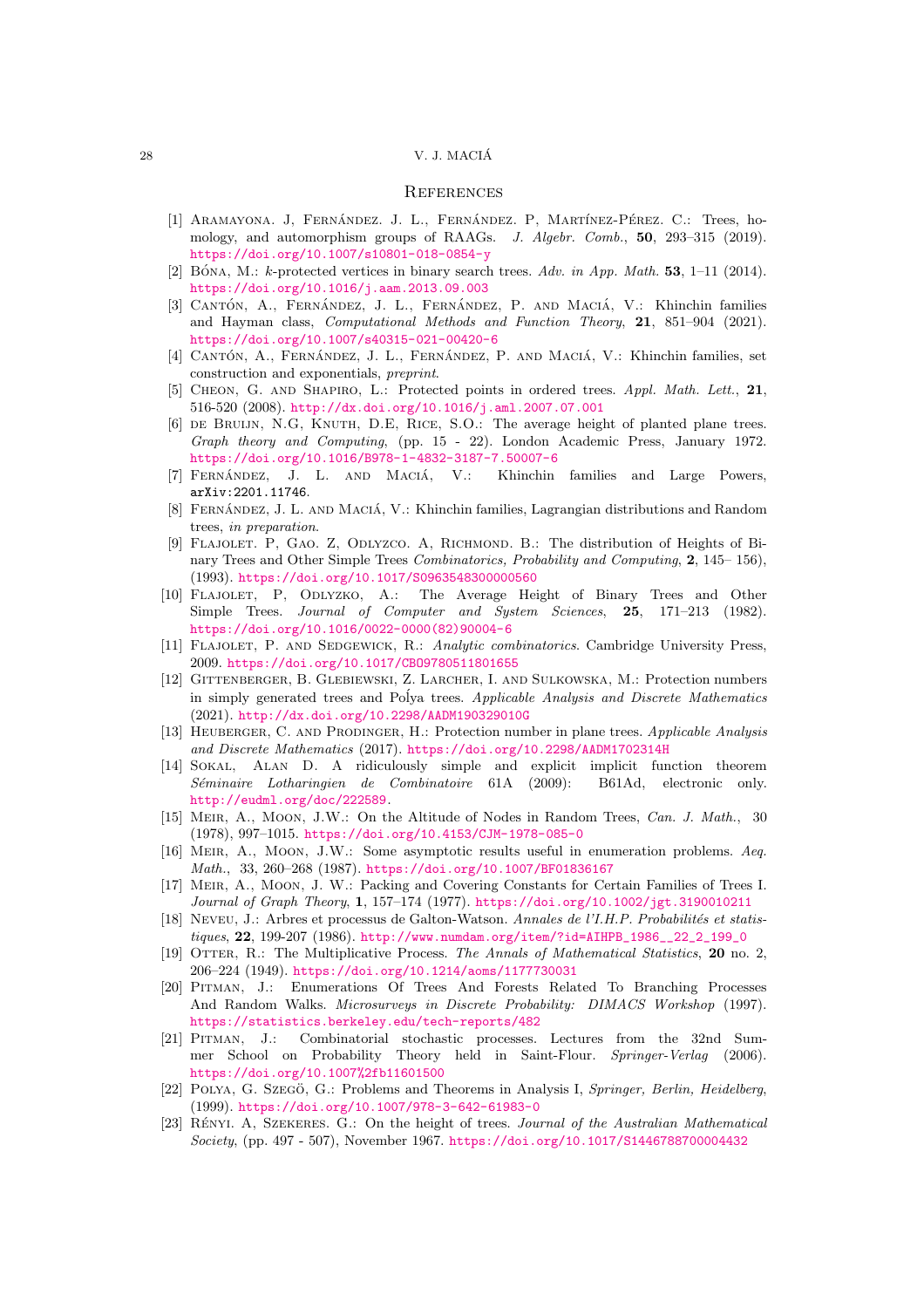## References

[1] Aramayona. J, Fernández. J. L., Fernández. P, Martínez-Pérez. C.: Trees, homology, and automorphism groups of RAAGs. *J. Algebr. Comb.*, **50**, 293–315 (2019). https://doi.org/10.1007/s10801-018-0854-y

[2] Bóna, M.: $k$-protected vertices in binary search trees. *Adv. in App. Math.* **53**, 1–11 (2014). https://doi.org/10.1016/j.aam.2013.09.003

[3] Cantón, A., Fernández, J. L., Fernández, P. and Maciá, V.: Khinchin families and Hayman class, *Computational Methods and Function Theory*, **21**, 851–904 (2021). https://doi.org/10.1007/s40315-021-00420-6

[4] Cantón, A., Fernández, J. L., Fernández, P. and Maciá, V.: Khinchin families, set construction and exponentials, *preprint*.

[5] Cheon, G. and Shapiro, L.: Protected points in ordered trees. *Appl. Math. Lett.*, **21**, 516-520 (2008). http://dx.doi.org/10.1016/j.aml.2007.07.001

[6] de Bruijn, N.G, Knuth, D.E, Rice, S.O.: The average height of planted plane trees. *Graph theory and Computing*, (pp. 15 - 22). London Academic Press, January 1972. https://doi.org/10.1016/B978-1-4832-3187-7.50007-6

[7] Fernández, J. L. and Maciá, V.: Khinchin families and Large Powers, arXiv:2201.11746.

[8] Fernández, J. L. and Maciá, V.: Khinchin families, Lagrangian distributions and Random trees, *in preparation*.

[9] Flajolet. P, Gao. Z, Odlyzco. A, Richmond. B.: The distribution of Heights of Binary Trees and Other Simple Trees *Combinatorics, Probability and Computing*, **2**, 145– 156), (1993). https://doi.org/10.1017/S0963548300000560

[10] Flajolet, P, Odlyzko, A.: The Average Height of Binary Trees and Other Simple Trees. *Journal of Computer and System Sciences*, **25**, 171–213 (1982). https://doi.org/10.1016/0022-0000(82)90004-6

[11] Flajolet, P. and Sedgewick, R.: *Analytic combinatorics*. Cambridge University Press, 2009. https://doi.org/10.1017/CBO9780511801655

[12] Gittenberger, B. Glebiewski, Z. Larcher, I. and Sulkowska, M.: Protection numbers in simply generated trees and Pólya trees. *Applicable Analysis and Discrete Mathematics* (2021). http://dx.doi.org/10.2298/AADM190329010G

[13] Heuberger, C. and Prodinger, H.: Protection number in plane trees. *Applicable Analysis and Discrete Mathematics* (2017). https://doi.org/10.2298/AADM1702314H

[14] Sokal, Alan D. A ridiculously simple and explicit implicit function theorem *Séminaire Lotharingien de Combinatoire* 61A (2009): B61Ad, electronic only. http://eudml.org/doc/222589.

[15] Meir, A., Moon, J.W.: On the Altitude of Nodes in Random Trees, *Can. J. Math.*, 30 (1978), 997–1015. https://doi.org/10.4153/CJM-1978-085-0

[16] Meir, A., Moon, J.W.: Some asymptotic results useful in enumeration problems. *Aeq. Math.*, 33, 260–268 (1987). https://doi.org/10.1007/BF01836167

[17] Meir, A., Moon, J. W.: Packing and Covering Constants for Certain Families of Trees I. *Journal of Graph Theory*, **1**, 157–174 (1977). https://doi.org/10.1002/jgt.3190010211

[18] Neveu, J.: Arbres et processus de Galton-Watson. *Annales de l'I.H.P. Probabilités et statistiques*, **22**, 199-207 (1986). http://www.numdam.org/item/?id=AIHPB_1986__22_2_199_0

[19] Otter, R.: The Multiplicative Process. *The Annals of Mathematical Statistics*, **20** no. 2, 206–224 (1949). https://doi.org/10.1214/aoms/1177730031

[20] Pitman, J.: Enumerations Of Trees And Forests Related To Branching Processes And Random Walks. *Microsurveys in Discrete Probability: DIMACS Workshop* (1997). https://statistics.berkeley.edu/tech-reports/482

[21] Pitman, J.: Combinatorial stochastic processes. Lectures from the 32nd Summer School on Probability Theory held in Saint-Flour. *Springer-Verlag* (2006). https://doi.org/10.1007%2fb11601500

[22] Polya, G. Szegö, G.: Problems and Theorems in Analysis I, *Springer, Berlin, Heidelberg*, (1999). https://doi.org/10.1007/978-3-642-61983-0

[23] Rényi. A, Szekeres. G.: On the height of trees. *Journal of the Australian Mathematical Society*, (pp. 497 - 507), November 1967. https://doi.org/10.1017/S1446788700004432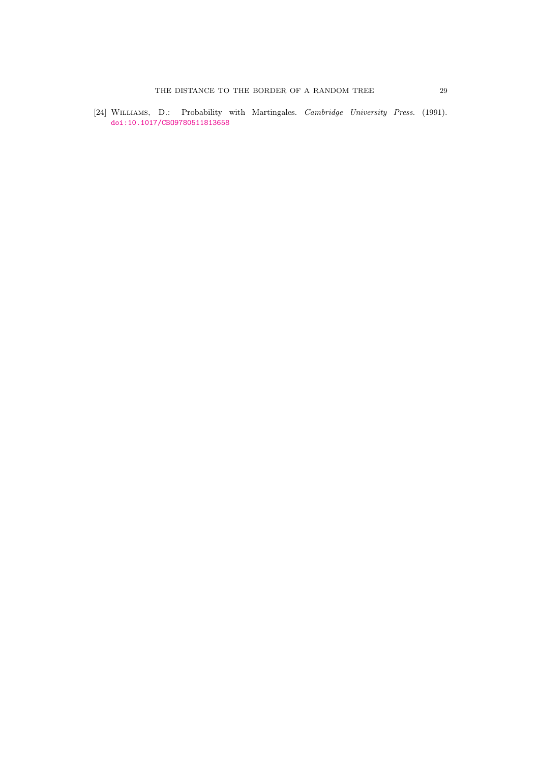[24] Williams, D.: Probability with Martingales. *Cambridge University Press.* (1991). doi:10.1017/CBO9780511813658